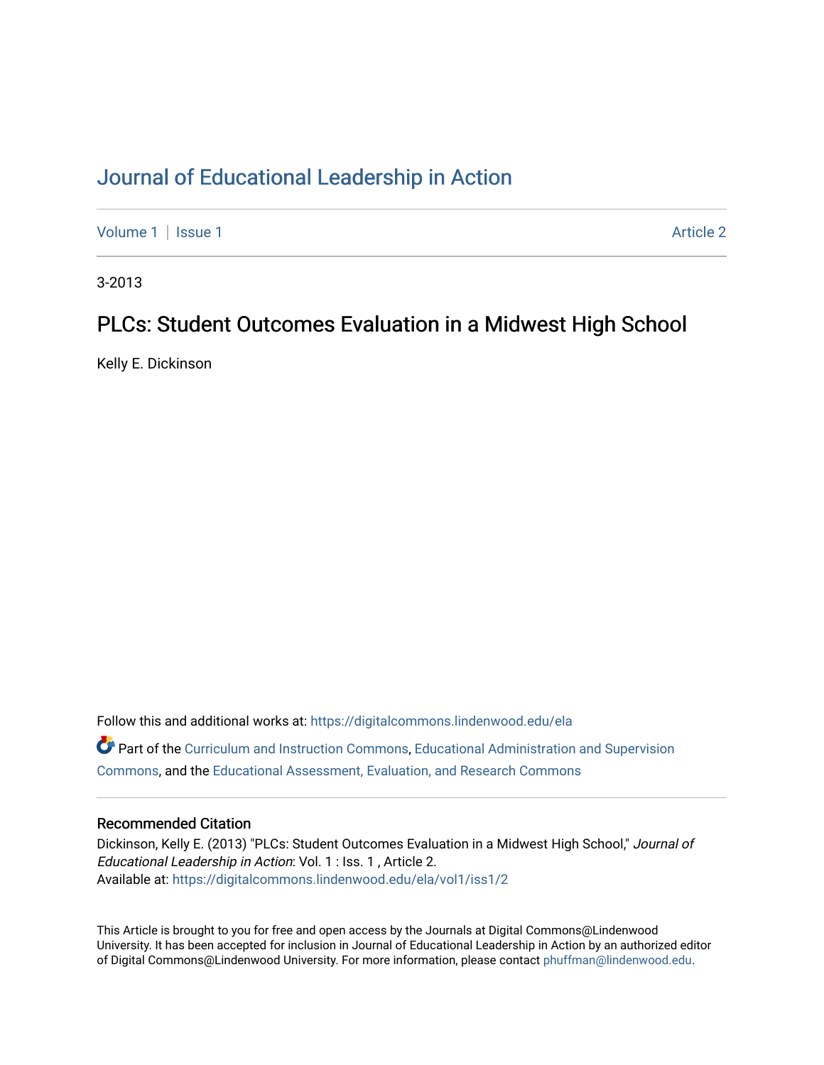# Journal of Educational Leadership in Action

Volume 1 | Issue 1 Article 2

3-2013

## PLCs: Student Outcomes Evaluation in a Midwest High School

Kelly E. Dickinson

Follow this and additional works at: https://digitalcommons.lindenwood.edu/ela

Part of the Curriculum and Instruction Commons, Educational Administration and Supervision Commons, and the Educational Assessment, Evaluation, and Research Commons

### Recommended Citation

Dickinson, Kelly E. (2013) "PLCs: Student Outcomes Evaluation in a Midwest High School," *Journal of Educational Leadership in Action*: Vol. 1 : Iss. 1 , Article 2.
Available at: https://digitalcommons.lindenwood.edu/ela/vol1/iss1/2

This Article is brought to you for free and open access by the Journals at Digital Commons@Lindenwood University. It has been accepted for inclusion in Journal of Educational Leadership in Action by an authorized editor of Digital Commons@Lindenwood University. For more information, please contact phuffman@lindenwood.edu.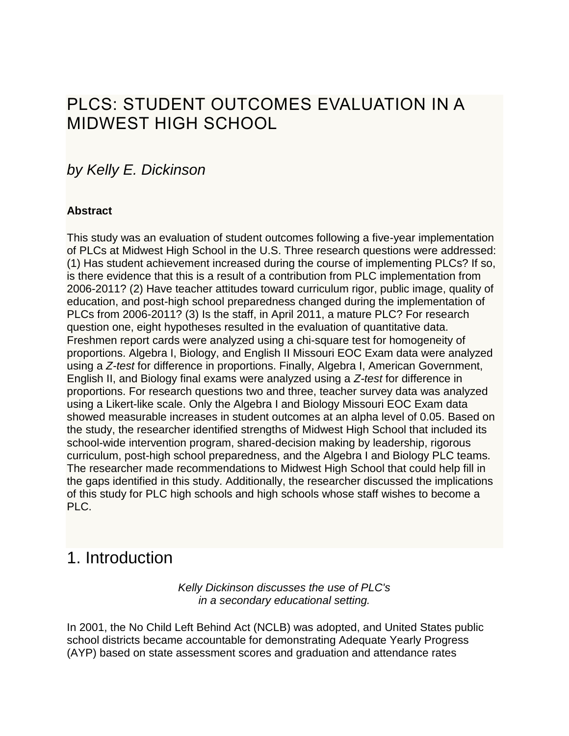# PLCS: STUDENT OUTCOMES EVALUATION IN A MIDWEST HIGH SCHOOL

*by Kelly E. Dickinson*

**Abstract**

This study was an evaluation of student outcomes following a five-year implementation of PLCs at Midwest High School in the U.S. Three research questions were addressed: (1) Has student achievement increased during the course of implementing PLCs? If so, is there evidence that this is a result of a contribution from PLC implementation from 2006-2011? (2) Have teacher attitudes toward curriculum rigor, public image, quality of education, and post-high school preparedness changed during the implementation of PLCs from 2006-2011? (3) Is the staff, in April 2011, a mature PLC? For research question one, eight hypotheses resulted in the evaluation of quantitative data. Freshmen report cards were analyzed using a chi-square test for homogeneity of proportions. Algebra I, Biology, and English II Missouri EOC Exam data were analyzed using a *Z-test* for difference in proportions. Finally, Algebra I, American Government, English II, and Biology final exams were analyzed using a *Z-test* for difference in proportions. For research questions two and three, teacher survey data was analyzed using a Likert-like scale. Only the Algebra I and Biology Missouri EOC Exam data showed measurable increases in student outcomes at an alpha level of 0.05. Based on the study, the researcher identified strengths of Midwest High School that included its school-wide intervention program, shared-decision making by leadership, rigorous curriculum, post-high school preparedness, and the Algebra I and Biology PLC teams. The researcher made recommendations to Midwest High School that could help fill in the gaps identified in this study. Additionally, the researcher discussed the implications of this study for PLC high schools and high schools whose staff wishes to become a PLC.

# 1. Introduction

*Kelly Dickinson discusses the use of PLC's in a secondary educational setting.*

In 2001, the No Child Left Behind Act (NCLB) was adopted, and United States public school districts became accountable for demonstrating Adequate Yearly Progress (AYP) based on state assessment scores and graduation and attendance rates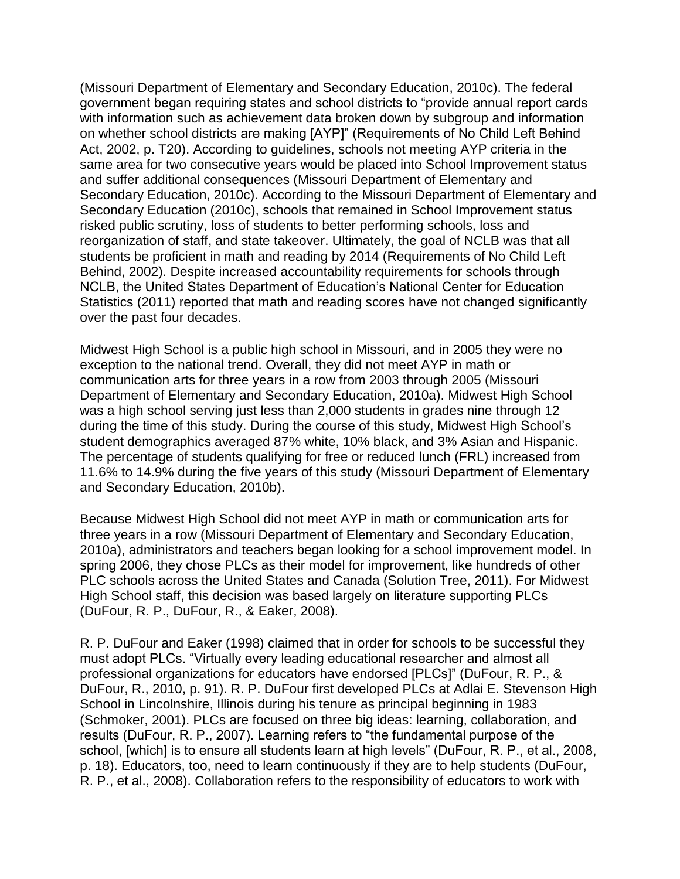(Missouri Department of Elementary and Secondary Education, 2010c). The federal government began requiring states and school districts to "provide annual report cards with information such as achievement data broken down by subgroup and information on whether school districts are making [AYP]" (Requirements of No Child Left Behind Act, 2002, p. T20). According to guidelines, schools not meeting AYP criteria in the same area for two consecutive years would be placed into School Improvement status and suffer additional consequences (Missouri Department of Elementary and Secondary Education, 2010c). According to the Missouri Department of Elementary and Secondary Education (2010c), schools that remained in School Improvement status risked public scrutiny, loss of students to better performing schools, loss and reorganization of staff, and state takeover. Ultimately, the goal of NCLB was that all students be proficient in math and reading by 2014 (Requirements of No Child Left Behind, 2002). Despite increased accountability requirements for schools through NCLB, the United States Department of Education's National Center for Education Statistics (2011) reported that math and reading scores have not changed significantly over the past four decades.

Midwest High School is a public high school in Missouri, and in 2005 they were no exception to the national trend. Overall, they did not meet AYP in math or communication arts for three years in a row from 2003 through 2005 (Missouri Department of Elementary and Secondary Education, 2010a). Midwest High School was a high school serving just less than 2,000 students in grades nine through 12 during the time of this study. During the course of this study, Midwest High School's student demographics averaged 87% white, 10% black, and 3% Asian and Hispanic. The percentage of students qualifying for free or reduced lunch (FRL) increased from 11.6% to 14.9% during the five years of this study (Missouri Department of Elementary and Secondary Education, 2010b).

Because Midwest High School did not meet AYP in math or communication arts for three years in a row (Missouri Department of Elementary and Secondary Education, 2010a), administrators and teachers began looking for a school improvement model. In spring 2006, they chose PLCs as their model for improvement, like hundreds of other PLC schools across the United States and Canada (Solution Tree, 2011). For Midwest High School staff, this decision was based largely on literature supporting PLCs (DuFour, R. P., DuFour, R., & Eaker, 2008).

R. P. DuFour and Eaker (1998) claimed that in order for schools to be successful they must adopt PLCs. "Virtually every leading educational researcher and almost all professional organizations for educators have endorsed [PLCs]" (DuFour, R. P., & DuFour, R., 2010, p. 91). R. P. DuFour first developed PLCs at Adlai E. Stevenson High School in Lincolnshire, Illinois during his tenure as principal beginning in 1983 (Schmoker, 2001). PLCs are focused on three big ideas: learning, collaboration, and results (DuFour, R. P., 2007). Learning refers to "the fundamental purpose of the school, [which] is to ensure all students learn at high levels" (DuFour, R. P., et al., 2008, p. 18). Educators, too, need to learn continuously if they are to help students (DuFour, R. P., et al., 2008). Collaboration refers to the responsibility of educators to work with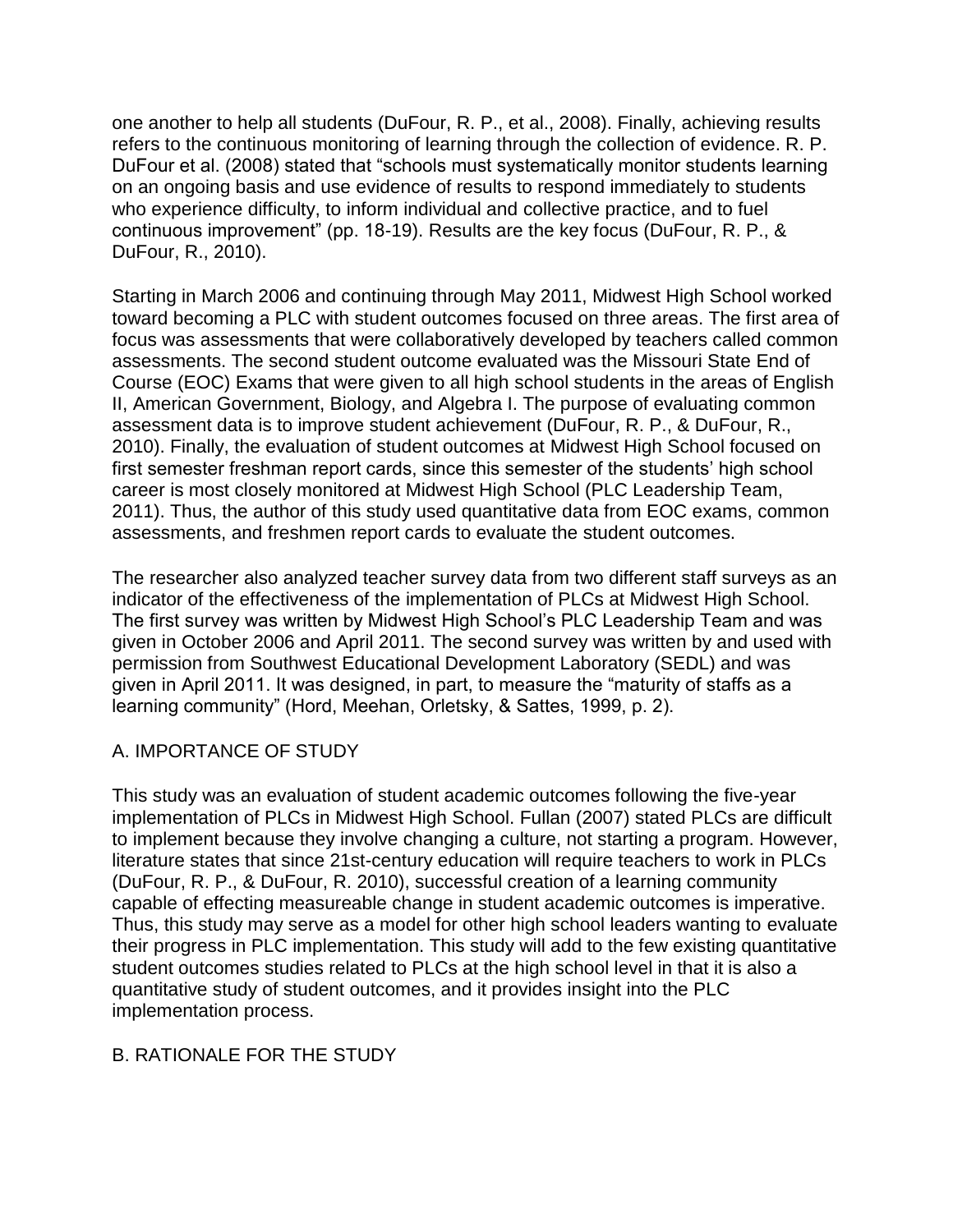one another to help all students (DuFour, R. P., et al., 2008). Finally, achieving results refers to the continuous monitoring of learning through the collection of evidence. R. P. DuFour et al. (2008) stated that “schools must systematically monitor students learning on an ongoing basis and use evidence of results to respond immediately to students who experience difficulty, to inform individual and collective practice, and to fuel continuous improvement” (pp. 18-19). Results are the key focus (DuFour, R. P., & DuFour, R., 2010).

Starting in March 2006 and continuing through May 2011, Midwest High School worked toward becoming a PLC with student outcomes focused on three areas. The first area of focus was assessments that were collaboratively developed by teachers called common assessments. The second student outcome evaluated was the Missouri State End of Course (EOC) Exams that were given to all high school students in the areas of English II, American Government, Biology, and Algebra I. The purpose of evaluating common assessment data is to improve student achievement (DuFour, R. P., & DuFour, R., 2010). Finally, the evaluation of student outcomes at Midwest High School focused on first semester freshman report cards, since this semester of the students’ high school career is most closely monitored at Midwest High School (PLC Leadership Team, 2011). Thus, the author of this study used quantitative data from EOC exams, common assessments, and freshmen report cards to evaluate the student outcomes.

The researcher also analyzed teacher survey data from two different staff surveys as an indicator of the effectiveness of the implementation of PLCs at Midwest High School. The first survey was written by Midwest High School’s PLC Leadership Team and was given in October 2006 and April 2011. The second survey was written by and used with permission from Southwest Educational Development Laboratory (SEDL) and was given in April 2011. It was designed, in part, to measure the “maturity of staffs as a learning community” (Hord, Meehan, Orletsky, & Sattes, 1999, p. 2).

## A. IMPORTANCE OF STUDY

This study was an evaluation of student academic outcomes following the five-year implementation of PLCs in Midwest High School. Fullan (2007) stated PLCs are difficult to implement because they involve changing a culture, not starting a program. However, literature states that since 21st-century education will require teachers to work in PLCs (DuFour, R. P., & DuFour, R. 2010), successful creation of a learning community capable of effecting measureable change in student academic outcomes is imperative. Thus, this study may serve as a model for other high school leaders wanting to evaluate their progress in PLC implementation. This study will add to the few existing quantitative student outcomes studies related to PLCs at the high school level in that it is also a quantitative study of student outcomes, and it provides insight into the PLC implementation process.

## B. RATIONALE FOR THE STUDY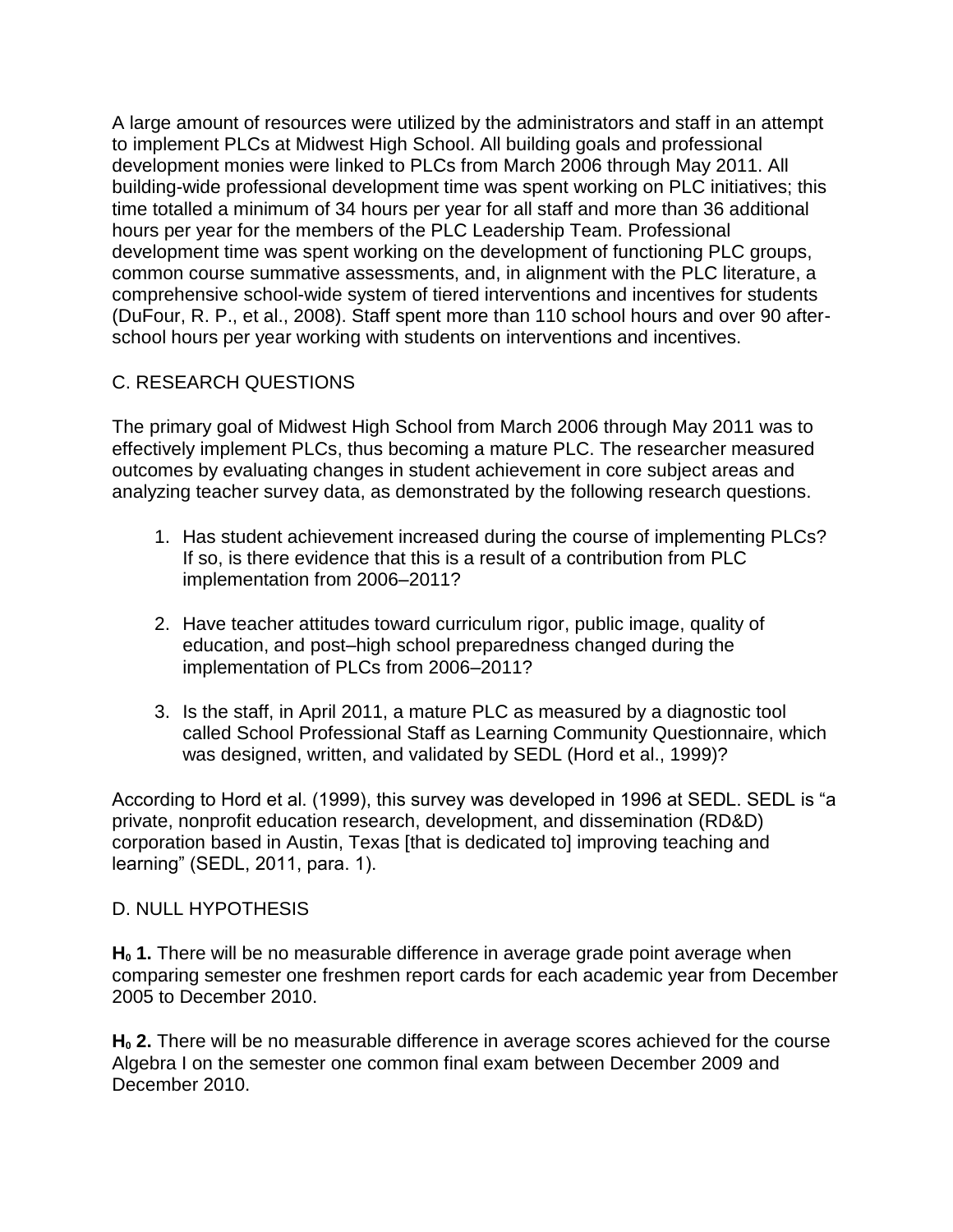A large amount of resources were utilized by the administrators and staff in an attempt to implement PLCs at Midwest High School. All building goals and professional development monies were linked to PLCs from March 2006 through May 2011. All building-wide professional development time was spent working on PLC initiatives; this time totalled a minimum of 34 hours per year for all staff and more than 36 additional hours per year for the members of the PLC Leadership Team. Professional development time was spent working on the development of functioning PLC groups, common course summative assessments, and, in alignment with the PLC literature, a comprehensive school-wide system of tiered interventions and incentives for students (DuFour, R. P., et al., 2008). Staff spent more than 110 school hours and over 90 after-school hours per year working with students on interventions and incentives.

## C. RESEARCH QUESTIONS

The primary goal of Midwest High School from March 2006 through May 2011 was to effectively implement PLCs, thus becoming a mature PLC. The researcher measured outcomes by evaluating changes in student achievement in core subject areas and analyzing teacher survey data, as demonstrated by the following research questions.

1. Has student achievement increased during the course of implementing PLCs? If so, is there evidence that this is a result of a contribution from PLC implementation from 2006–2011?

2. Have teacher attitudes toward curriculum rigor, public image, quality of education, and post–high school preparedness changed during the implementation of PLCs from 2006–2011?

3. Is the staff, in April 2011, a mature PLC as measured by a diagnostic tool called School Professional Staff as Learning Community Questionnaire, which was designed, written, and validated by SEDL (Hord et al., 1999)?

According to Hord et al. (1999), this survey was developed in 1996 at SEDL. SEDL is "a private, nonprofit education research, development, and dissemination (RD&D) corporation based in Austin, Texas [that is dedicated to] improving teaching and learning" (SEDL, 2011, para. 1).

## D. NULL HYPOTHESIS

**$H_0$ 1.** There will be no measurable difference in average grade point average when comparing semester one freshmen report cards for each academic year from December 2005 to December 2010.

**$H_0$ 2.** There will be no measurable difference in average scores achieved for the course Algebra I on the semester one common final exam between December 2009 and December 2010.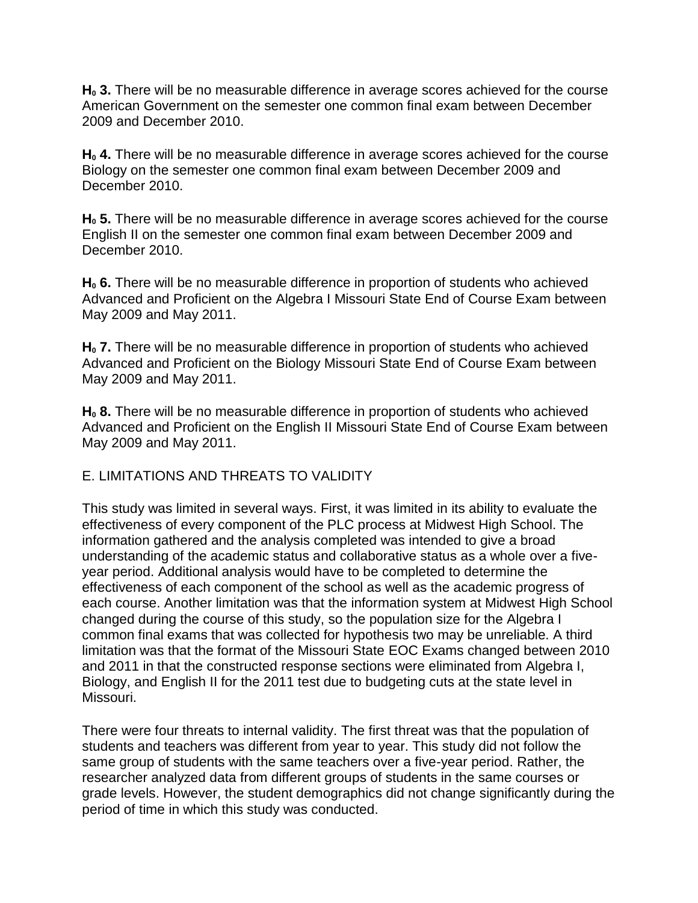**$H_0$ 3.** There will be no measurable difference in average scores achieved for the course American Government on the semester one common final exam between December 2009 and December 2010.

**$H_0$ 4.** There will be no measurable difference in average scores achieved for the course Biology on the semester one common final exam between December 2009 and December 2010.

**$H_0$ 5.** There will be no measurable difference in average scores achieved for the course English II on the semester one common final exam between December 2009 and December 2010.

**$H_0$ 6.** There will be no measurable difference in proportion of students who achieved Advanced and Proficient on the Algebra I Missouri State End of Course Exam between May 2009 and May 2011.

**$H_0$ 7.** There will be no measurable difference in proportion of students who achieved Advanced and Proficient on the Biology Missouri State End of Course Exam between May 2009 and May 2011.

**$H_0$ 8.** There will be no measurable difference in proportion of students who achieved Advanced and Proficient on the English II Missouri State End of Course Exam between May 2009 and May 2011.

## E. LIMITATIONS AND THREATS TO VALIDITY

This study was limited in several ways. First, it was limited in its ability to evaluate the effectiveness of every component of the PLC process at Midwest High School. The information gathered and the analysis completed was intended to give a broad understanding of the academic status and collaborative status as a whole over a five-year period. Additional analysis would have to be completed to determine the effectiveness of each component of the school as well as the academic progress of each course. Another limitation was that the information system at Midwest High School changed during the course of this study, so the population size for the Algebra I common final exams that was collected for hypothesis two may be unreliable. A third limitation was that the format of the Missouri State EOC Exams changed between 2010 and 2011 in that the constructed response sections were eliminated from Algebra I, Biology, and English II for the 2011 test due to budgeting cuts at the state level in Missouri.

There were four threats to internal validity. The first threat was that the population of students and teachers was different from year to year. This study did not follow the same group of students with the same teachers over a five-year period. Rather, the researcher analyzed data from different groups of students in the same courses or grade levels. However, the student demographics did not change significantly during the period of time in which this study was conducted.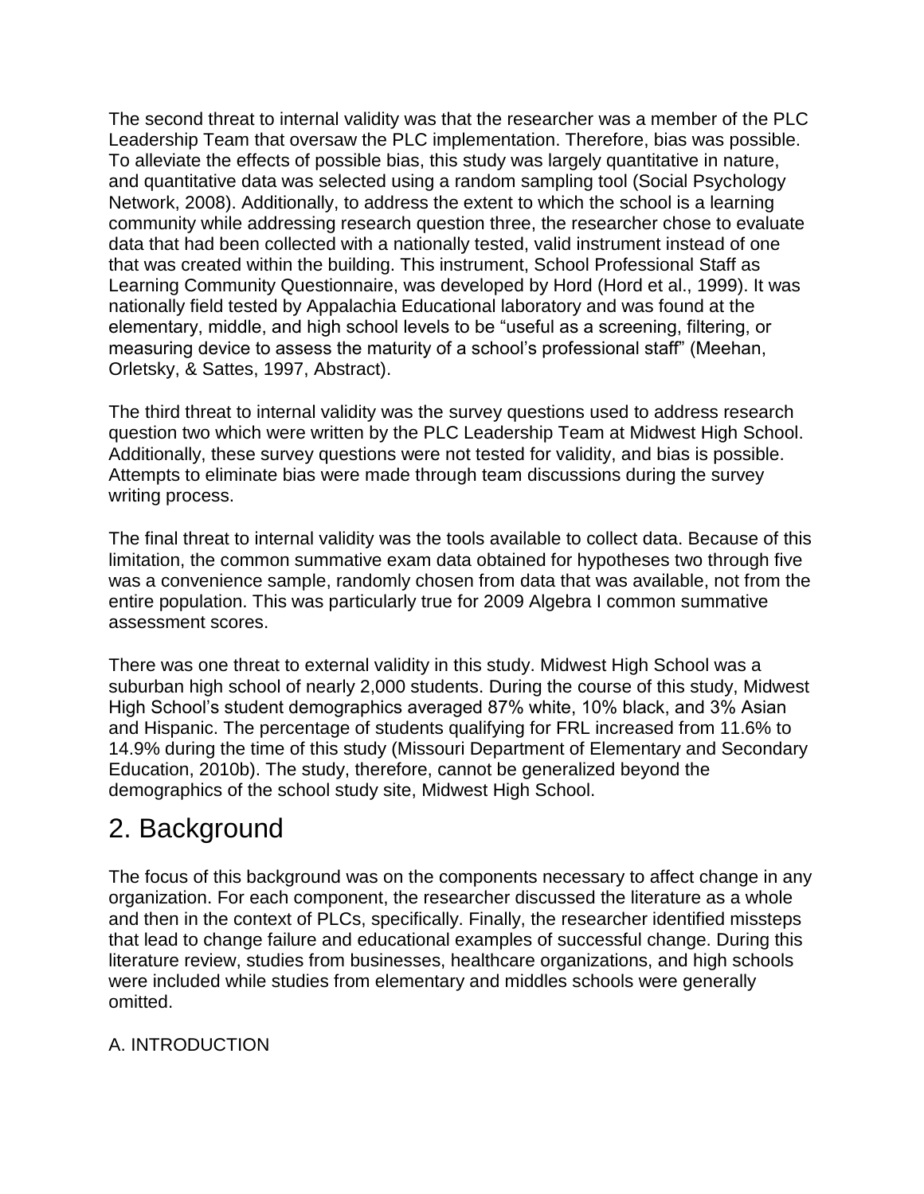The second threat to internal validity was that the researcher was a member of the PLC Leadership Team that oversaw the PLC implementation. Therefore, bias was possible. To alleviate the effects of possible bias, this study was largely quantitative in nature, and quantitative data was selected using a random sampling tool (Social Psychology Network, 2008). Additionally, to address the extent to which the school is a learning community while addressing research question three, the researcher chose to evaluate data that had been collected with a nationally tested, valid instrument instead of one that was created within the building. This instrument, School Professional Staff as Learning Community Questionnaire, was developed by Hord (Hord et al., 1999). It was nationally field tested by Appalachia Educational laboratory and was found at the elementary, middle, and high school levels to be "useful as a screening, filtering, or measuring device to assess the maturity of a school's professional staff" (Meehan, Orletsky, & Sattes, 1997, Abstract).

The third threat to internal validity was the survey questions used to address research question two which were written by the PLC Leadership Team at Midwest High School. Additionally, these survey questions were not tested for validity, and bias is possible. Attempts to eliminate bias were made through team discussions during the survey writing process.

The final threat to internal validity was the tools available to collect data. Because of this limitation, the common summative exam data obtained for hypotheses two through five was a convenience sample, randomly chosen from data that was available, not from the entire population. This was particularly true for 2009 Algebra I common summative assessment scores.

There was one threat to external validity in this study. Midwest High School was a suburban high school of nearly 2,000 students. During the course of this study, Midwest High School's student demographics averaged 87% white, 10% black, and 3% Asian and Hispanic. The percentage of students qualifying for FRL increased from 11.6% to 14.9% during the time of this study (Missouri Department of Elementary and Secondary Education, 2010b). The study, therefore, cannot be generalized beyond the demographics of the school study site, Midwest High School.

## 2. Background

The focus of this background was on the components necessary to affect change in any organization. For each component, the researcher discussed the literature as a whole and then in the context of PLCs, specifically. Finally, the researcher identified missteps that lead to change failure and educational examples of successful change. During this literature review, studies from businesses, healthcare organizations, and high schools were included while studies from elementary and middles schools were generally omitted.

### A. INTRODUCTION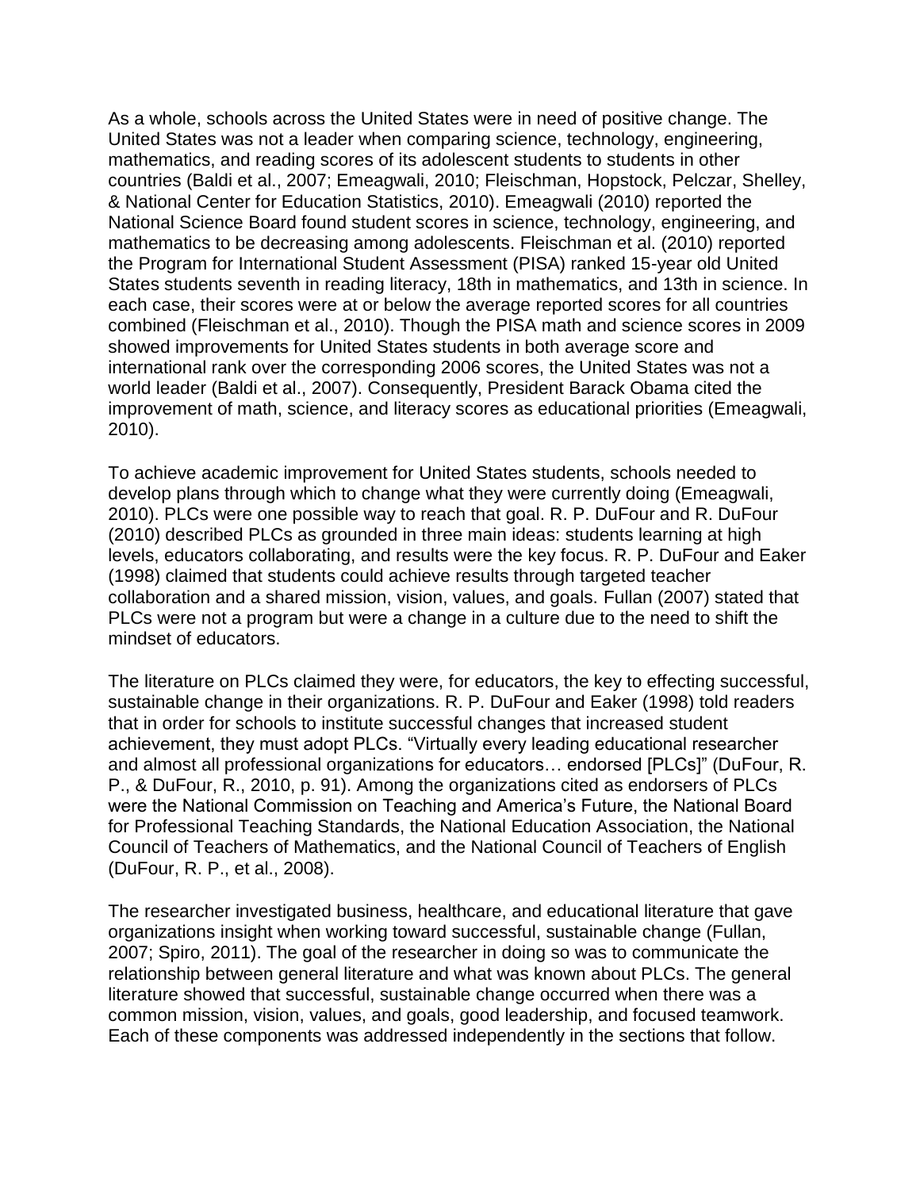As a whole, schools across the United States were in need of positive change. The United States was not a leader when comparing science, technology, engineering, mathematics, and reading scores of its adolescent students to students in other countries (Baldi et al., 2007; Emeagwali, 2010; Fleischman, Hopstock, Pelczar, Shelley, & National Center for Education Statistics, 2010). Emeagwali (2010) reported the National Science Board found student scores in science, technology, engineering, and mathematics to be decreasing among adolescents. Fleischman et al. (2010) reported the Program for International Student Assessment (PISA) ranked 15-year old United States students seventh in reading literacy, 18th in mathematics, and 13th in science. In each case, their scores were at or below the average reported scores for all countries combined (Fleischman et al., 2010). Though the PISA math and science scores in 2009 showed improvements for United States students in both average score and international rank over the corresponding 2006 scores, the United States was not a world leader (Baldi et al., 2007). Consequently, President Barack Obama cited the improvement of math, science, and literacy scores as educational priorities (Emeagwali, 2010).

To achieve academic improvement for United States students, schools needed to develop plans through which to change what they were currently doing (Emeagwali, 2010). PLCs were one possible way to reach that goal. R. P. DuFour and R. DuFour (2010) described PLCs as grounded in three main ideas: students learning at high levels, educators collaborating, and results were the key focus. R. P. DuFour and Eaker (1998) claimed that students could achieve results through targeted teacher collaboration and a shared mission, vision, values, and goals. Fullan (2007) stated that PLCs were not a program but were a change in a culture due to the need to shift the mindset of educators.

The literature on PLCs claimed they were, for educators, the key to effecting successful, sustainable change in their organizations. R. P. DuFour and Eaker (1998) told readers that in order for schools to institute successful changes that increased student achievement, they must adopt PLCs. "Virtually every leading educational researcher and almost all professional organizations for educators… endorsed [PLCs]" (DuFour, R. P., & DuFour, R., 2010, p. 91). Among the organizations cited as endorsers of PLCs were the National Commission on Teaching and America's Future, the National Board for Professional Teaching Standards, the National Education Association, the National Council of Teachers of Mathematics, and the National Council of Teachers of English (DuFour, R. P., et al., 2008).

The researcher investigated business, healthcare, and educational literature that gave organizations insight when working toward successful, sustainable change (Fullan, 2007; Spiro, 2011). The goal of the researcher in doing so was to communicate the relationship between general literature and what was known about PLCs. The general literature showed that successful, sustainable change occurred when there was a common mission, vision, values, and goals, good leadership, and focused teamwork. Each of these components was addressed independently in the sections that follow.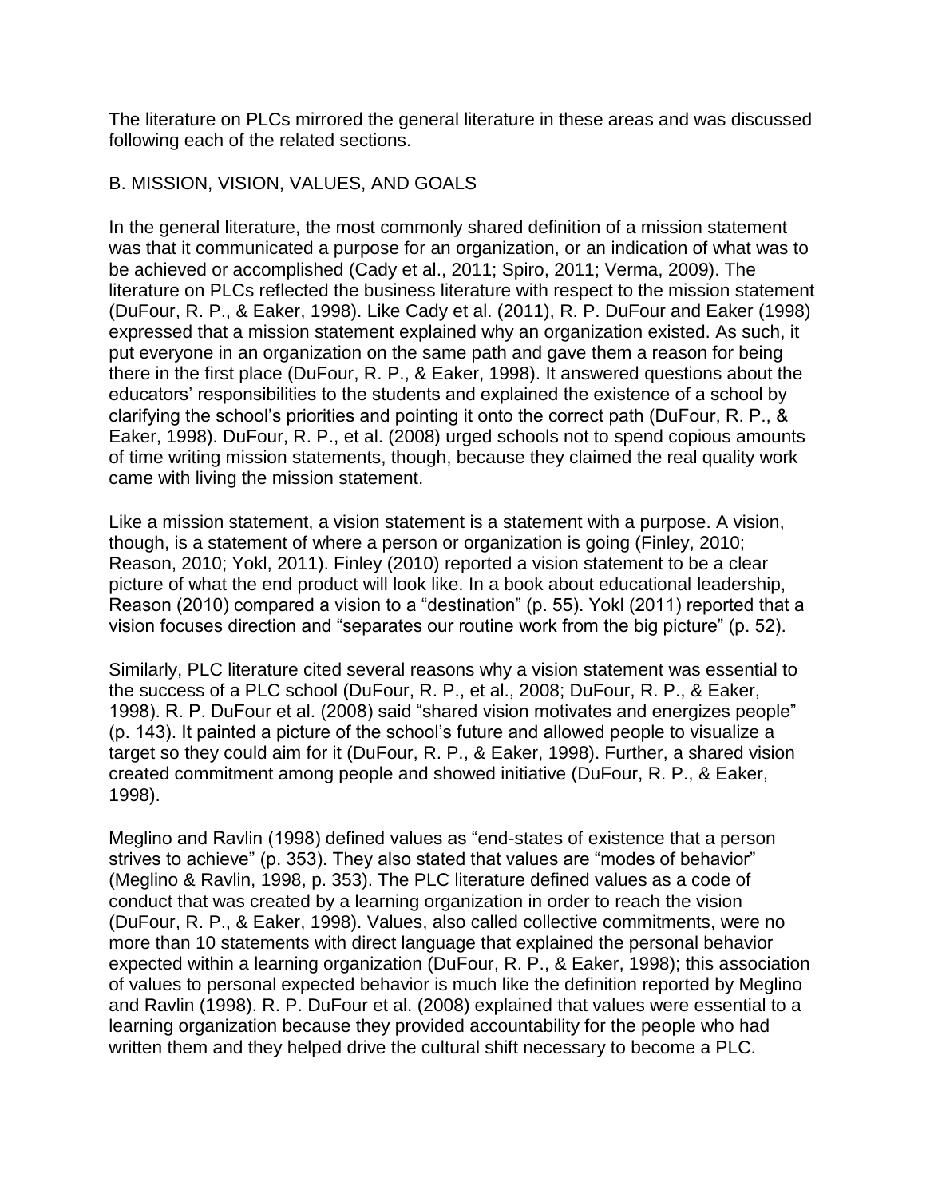The literature on PLCs mirrored the general literature in these areas and was discussed following each of the related sections.

## B. MISSION, VISION, VALUES, AND GOALS

In the general literature, the most commonly shared definition of a mission statement was that it communicated a purpose for an organization, or an indication of what was to be achieved or accomplished (Cady et al., 2011; Spiro, 2011; Verma, 2009). The literature on PLCs reflected the business literature with respect to the mission statement (DuFour, R. P., & Eaker, 1998). Like Cady et al. (2011), R. P. DuFour and Eaker (1998) expressed that a mission statement explained why an organization existed. As such, it put everyone in an organization on the same path and gave them a reason for being there in the first place (DuFour, R. P., & Eaker, 1998). It answered questions about the educators' responsibilities to the students and explained the existence of a school by clarifying the school's priorities and pointing it onto the correct path (DuFour, R. P., & Eaker, 1998). DuFour, R. P., et al. (2008) urged schools not to spend copious amounts of time writing mission statements, though, because they claimed the real quality work came with living the mission statement.

Like a mission statement, a vision statement is a statement with a purpose. A vision, though, is a statement of where a person or organization is going (Finley, 2010; Reason, 2010; Yokl, 2011). Finley (2010) reported a vision statement to be a clear picture of what the end product will look like. In a book about educational leadership, Reason (2010) compared a vision to a "destination" (p. 55). Yokl (2011) reported that a vision focuses direction and "separates our routine work from the big picture" (p. 52).

Similarly, PLC literature cited several reasons why a vision statement was essential to the success of a PLC school (DuFour, R. P., et al., 2008; DuFour, R. P., & Eaker, 1998). R. P. DuFour et al. (2008) said "shared vision motivates and energizes people" (p. 143). It painted a picture of the school's future and allowed people to visualize a target so they could aim for it (DuFour, R. P., & Eaker, 1998). Further, a shared vision created commitment among people and showed initiative (DuFour, R. P., & Eaker, 1998).

Meglino and Ravlin (1998) defined values as "end-states of existence that a person strives to achieve" (p. 353). They also stated that values are "modes of behavior" (Meglino & Ravlin, 1998, p. 353). The PLC literature defined values as a code of conduct that was created by a learning organization in order to reach the vision (DuFour, R. P., & Eaker, 1998). Values, also called collective commitments, were no more than 10 statements with direct language that explained the personal behavior expected within a learning organization (DuFour, R. P., & Eaker, 1998); this association of values to personal expected behavior is much like the definition reported by Meglino and Ravlin (1998). R. P. DuFour et al. (2008) explained that values were essential to a learning organization because they provided accountability for the people who had written them and they helped drive the cultural shift necessary to become a PLC.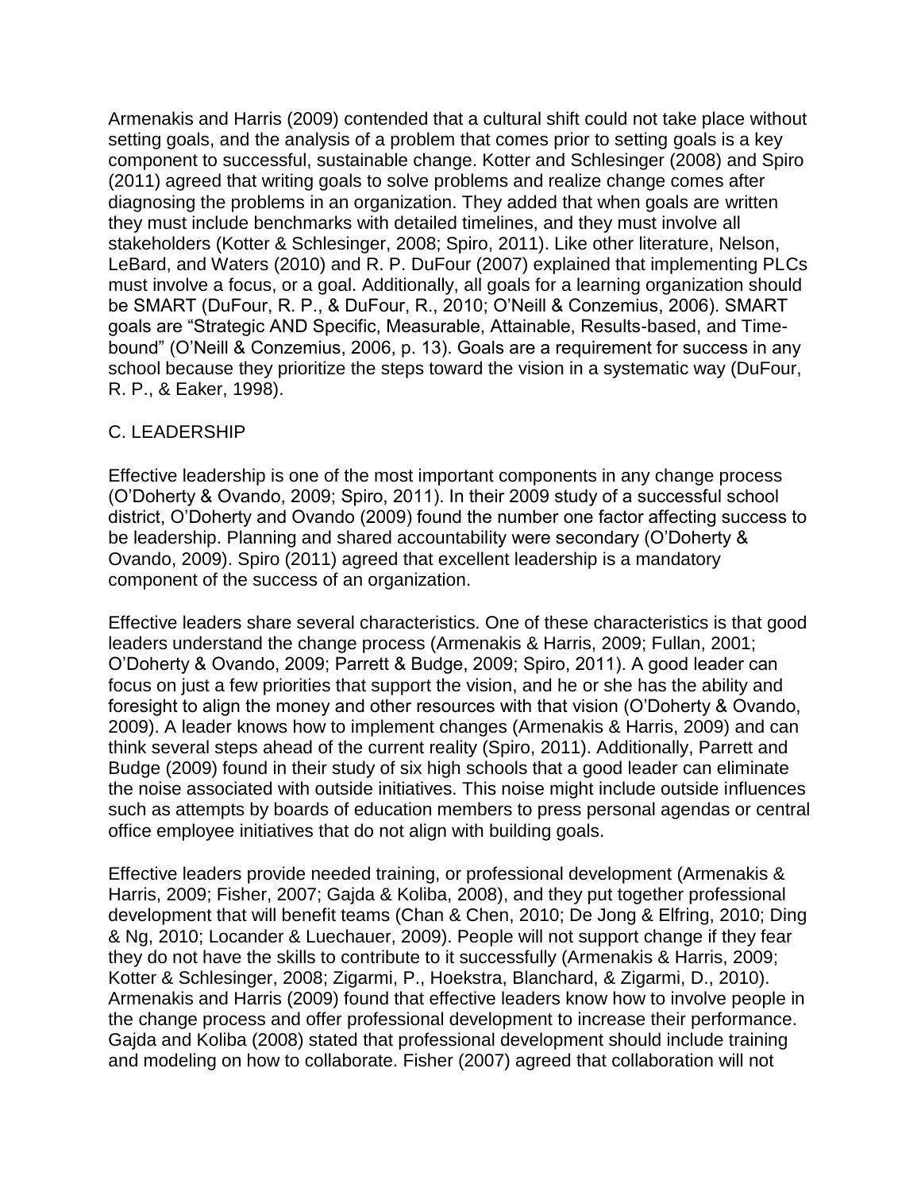Armenakis and Harris (2009) contended that a cultural shift could not take place without setting goals, and the analysis of a problem that comes prior to setting goals is a key component to successful, sustainable change. Kotter and Schlesinger (2008) and Spiro (2011) agreed that writing goals to solve problems and realize change comes after diagnosing the problems in an organization. They added that when goals are written they must include benchmarks with detailed timelines, and they must involve all stakeholders (Kotter & Schlesinger, 2008; Spiro, 2011). Like other literature, Nelson, LeBard, and Waters (2010) and R. P. DuFour (2007) explained that implementing PLCs must involve a focus, or a goal. Additionally, all goals for a learning organization should be SMART (DuFour, R. P., & DuFour, R., 2010; O'Neill & Conzemius, 2006). SMART goals are "Strategic AND Specific, Measurable, Attainable, Results-based, and Time-bound" (O'Neill & Conzemius, 2006, p. 13). Goals are a requirement for success in any school because they prioritize the steps toward the vision in a systematic way (DuFour, R. P., & Eaker, 1998).

## C. LEADERSHIP

Effective leadership is one of the most important components in any change process (O'Doherty & Ovando, 2009; Spiro, 2011). In their 2009 study of a successful school district, O'Doherty and Ovando (2009) found the number one factor affecting success to be leadership. Planning and shared accountability were secondary (O'Doherty & Ovando, 2009). Spiro (2011) agreed that excellent leadership is a mandatory component of the success of an organization.

Effective leaders share several characteristics. One of these characteristics is that good leaders understand the change process (Armenakis & Harris, 2009; Fullan, 2001; O'Doherty & Ovando, 2009; Parrett & Budge, 2009; Spiro, 2011). A good leader can focus on just a few priorities that support the vision, and he or she has the ability and foresight to align the money and other resources with that vision (O'Doherty & Ovando, 2009). A leader knows how to implement changes (Armenakis & Harris, 2009) and can think several steps ahead of the current reality (Spiro, 2011). Additionally, Parrett and Budge (2009) found in their study of six high schools that a good leader can eliminate the noise associated with outside initiatives. This noise might include outside influences such as attempts by boards of education members to press personal agendas or central office employee initiatives that do not align with building goals.

Effective leaders provide needed training, or professional development (Armenakis & Harris, 2009; Fisher, 2007; Gajda & Koliba, 2008), and they put together professional development that will benefit teams (Chan & Chen, 2010; De Jong & Elfring, 2010; Ding & Ng, 2010; Locander & Luechauer, 2009). People will not support change if they fear they do not have the skills to contribute to it successfully (Armenakis & Harris, 2009; Kotter & Schlesinger, 2008; Zigarmi, P., Hoekstra, Blanchard, & Zigarmi, D., 2010). Armenakis and Harris (2009) found that effective leaders know how to involve people in the change process and offer professional development to increase their performance. Gajda and Koliba (2008) stated that professional development should include training and modeling on how to collaborate. Fisher (2007) agreed that collaboration will not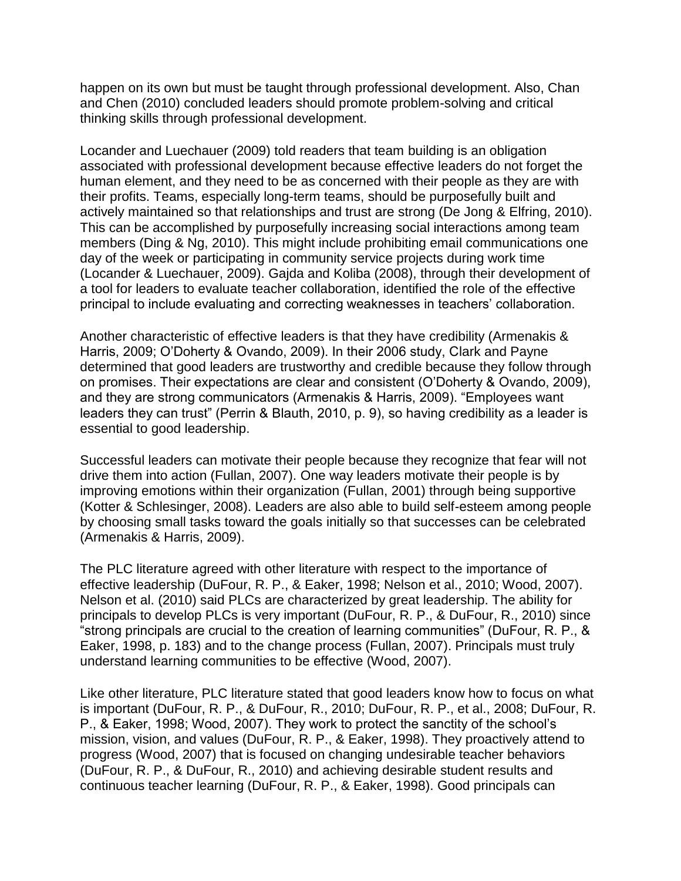happen on its own but must be taught through professional development. Also, Chan and Chen (2010) concluded leaders should promote problem-solving and critical thinking skills through professional development.

Locander and Luechauer (2009) told readers that team building is an obligation associated with professional development because effective leaders do not forget the human element, and they need to be as concerned with their people as they are with their profits. Teams, especially long-term teams, should be purposefully built and actively maintained so that relationships and trust are strong (De Jong & Elfring, 2010). This can be accomplished by purposefully increasing social interactions among team members (Ding & Ng, 2010). This might include prohibiting email communications one day of the week or participating in community service projects during work time (Locander & Luechauer, 2009). Gajda and Koliba (2008), through their development of a tool for leaders to evaluate teacher collaboration, identified the role of the effective principal to include evaluating and correcting weaknesses in teachers' collaboration.

Another characteristic of effective leaders is that they have credibility (Armenakis & Harris, 2009; O'Doherty & Ovando, 2009). In their 2006 study, Clark and Payne determined that good leaders are trustworthy and credible because they follow through on promises. Their expectations are clear and consistent (O'Doherty & Ovando, 2009), and they are strong communicators (Armenakis & Harris, 2009). "Employees want leaders they can trust" (Perrin & Blauth, 2010, p. 9), so having credibility as a leader is essential to good leadership.

Successful leaders can motivate their people because they recognize that fear will not drive them into action (Fullan, 2007). One way leaders motivate their people is by improving emotions within their organization (Fullan, 2001) through being supportive (Kotter & Schlesinger, 2008). Leaders are also able to build self-esteem among people by choosing small tasks toward the goals initially so that successes can be celebrated (Armenakis & Harris, 2009).

The PLC literature agreed with other literature with respect to the importance of effective leadership (DuFour, R. P., & Eaker, 1998; Nelson et al., 2010; Wood, 2007). Nelson et al. (2010) said PLCs are characterized by great leadership. The ability for principals to develop PLCs is very important (DuFour, R. P., & DuFour, R., 2010) since "strong principals are crucial to the creation of learning communities" (DuFour, R. P., & Eaker, 1998, p. 183) and to the change process (Fullan, 2007). Principals must truly understand learning communities to be effective (Wood, 2007).

Like other literature, PLC literature stated that good leaders know how to focus on what is important (DuFour, R. P., & DuFour, R., 2010; DuFour, R. P., et al., 2008; DuFour, R. P., & Eaker, 1998; Wood, 2007). They work to protect the sanctity of the school's mission, vision, and values (DuFour, R. P., & Eaker, 1998). They proactively attend to progress (Wood, 2007) that is focused on changing undesirable teacher behaviors (DuFour, R. P., & DuFour, R., 2010) and achieving desirable student results and continuous teacher learning (DuFour, R. P., & Eaker, 1998). Good principals can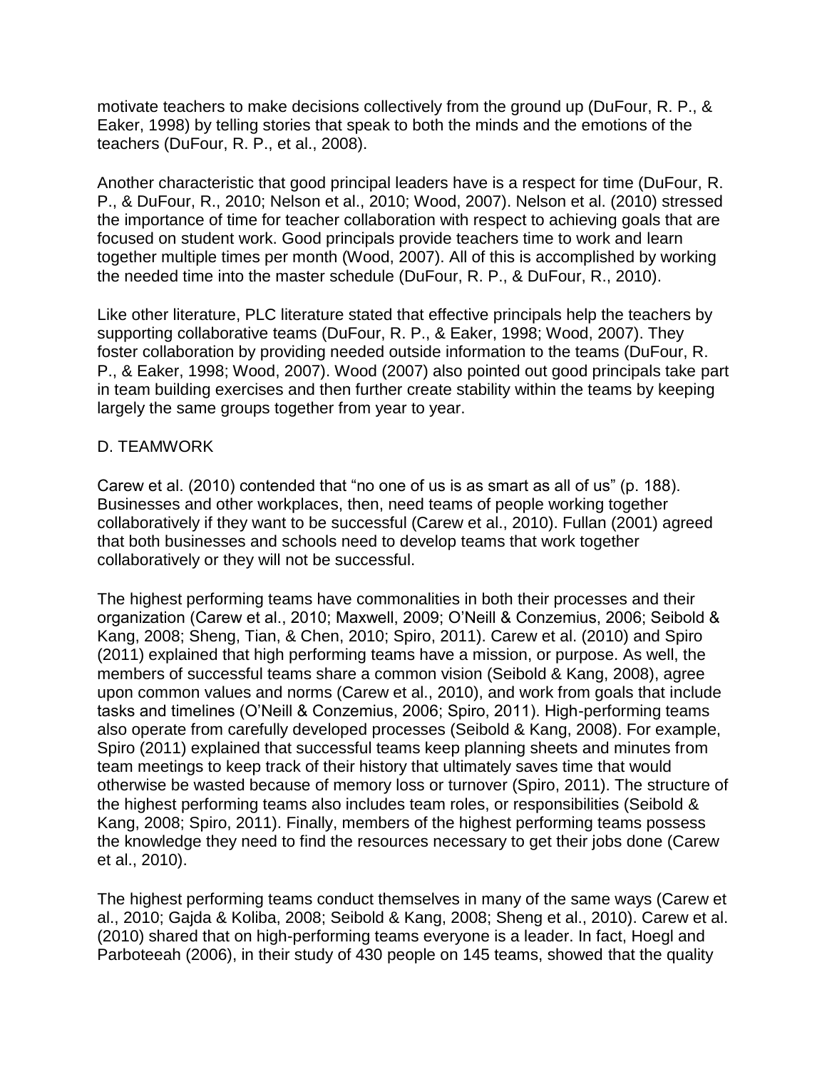motivate teachers to make decisions collectively from the ground up (DuFour, R. P., & Eaker, 1998) by telling stories that speak to both the minds and the emotions of the teachers (DuFour, R. P., et al., 2008).

Another characteristic that good principal leaders have is a respect for time (DuFour, R. P., & DuFour, R., 2010; Nelson et al., 2010; Wood, 2007). Nelson et al. (2010) stressed the importance of time for teacher collaboration with respect to achieving goals that are focused on student work. Good principals provide teachers time to work and learn together multiple times per month (Wood, 2007). All of this is accomplished by working the needed time into the master schedule (DuFour, R. P., & DuFour, R., 2010).

Like other literature, PLC literature stated that effective principals help the teachers by supporting collaborative teams (DuFour, R. P., & Eaker, 1998; Wood, 2007). They foster collaboration by providing needed outside information to the teams (DuFour, R. P., & Eaker, 1998; Wood, 2007). Wood (2007) also pointed out good principals take part in team building exercises and then further create stability within the teams by keeping largely the same groups together from year to year.

## D. TEAMWORK

Carew et al. (2010) contended that "no one of us is as smart as all of us" (p. 188). Businesses and other workplaces, then, need teams of people working together collaboratively if they want to be successful (Carew et al., 2010). Fullan (2001) agreed that both businesses and schools need to develop teams that work together collaboratively or they will not be successful.

The highest performing teams have commonalities in both their processes and their organization (Carew et al., 2010; Maxwell, 2009; O'Neill & Conzemius, 2006; Seibold & Kang, 2008; Sheng, Tian, & Chen, 2010; Spiro, 2011). Carew et al. (2010) and Spiro (2011) explained that high performing teams have a mission, or purpose. As well, the members of successful teams share a common vision (Seibold & Kang, 2008), agree upon common values and norms (Carew et al., 2010), and work from goals that include tasks and timelines (O'Neill & Conzemius, 2006; Spiro, 2011). High-performing teams also operate from carefully developed processes (Seibold & Kang, 2008). For example, Spiro (2011) explained that successful teams keep planning sheets and minutes from team meetings to keep track of their history that ultimately saves time that would otherwise be wasted because of memory loss or turnover (Spiro, 2011). The structure of the highest performing teams also includes team roles, or responsibilities (Seibold & Kang, 2008; Spiro, 2011). Finally, members of the highest performing teams possess the knowledge they need to find the resources necessary to get their jobs done (Carew et al., 2010).

The highest performing teams conduct themselves in many of the same ways (Carew et al., 2010; Gajda & Koliba, 2008; Seibold & Kang, 2008; Sheng et al., 2010). Carew et al. (2010) shared that on high-performing teams everyone is a leader. In fact, Hoegl and Parboteeah (2006), in their study of 430 people on 145 teams, showed that the quality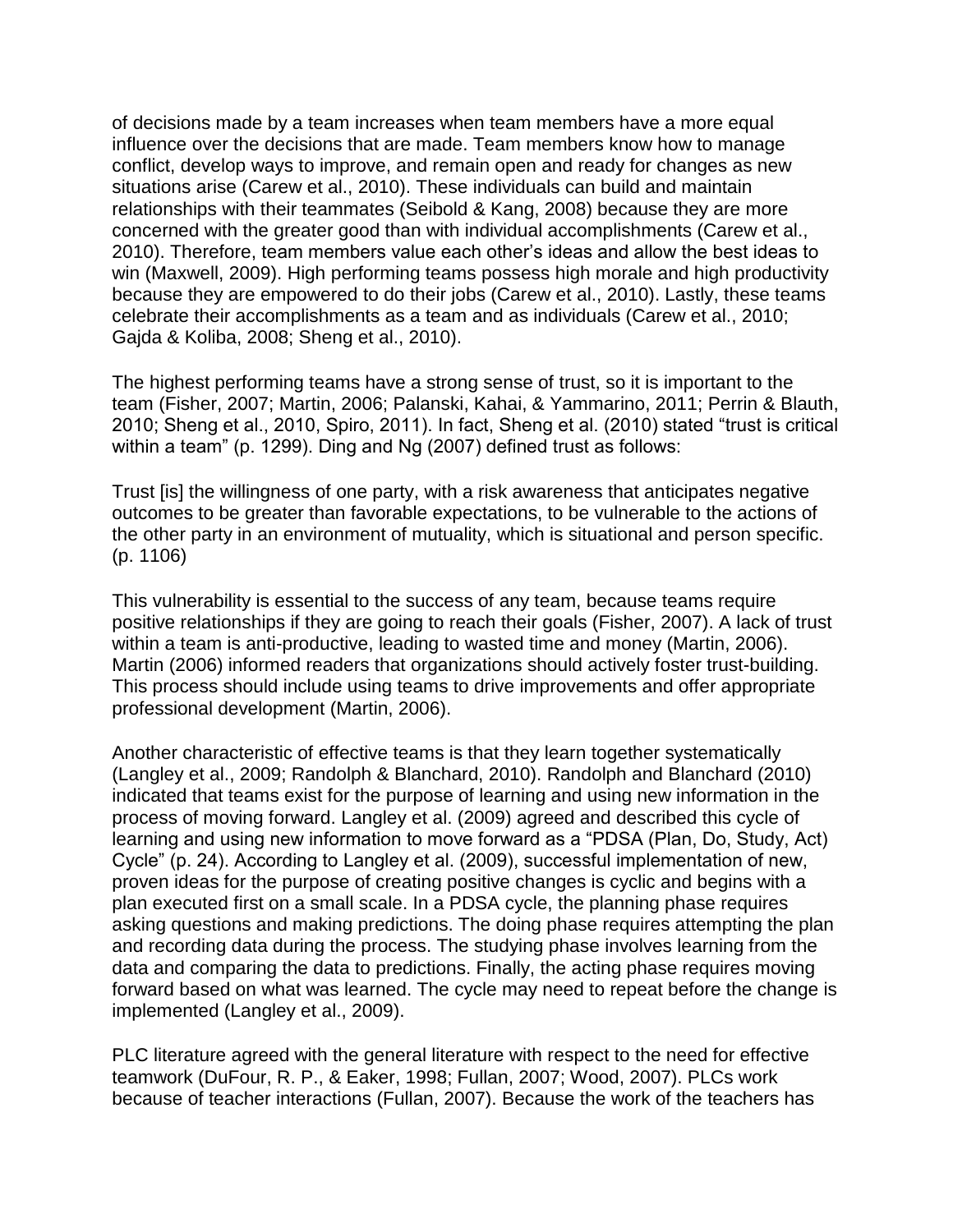of decisions made by a team increases when team members have a more equal influence over the decisions that are made. Team members know how to manage conflict, develop ways to improve, and remain open and ready for changes as new situations arise (Carew et al., 2010). These individuals can build and maintain relationships with their teammates (Seibold & Kang, 2008) because they are more concerned with the greater good than with individual accomplishments (Carew et al., 2010). Therefore, team members value each other's ideas and allow the best ideas to win (Maxwell, 2009). High performing teams possess high morale and high productivity because they are empowered to do their jobs (Carew et al., 2010). Lastly, these teams celebrate their accomplishments as a team and as individuals (Carew et al., 2010; Gajda & Koliba, 2008; Sheng et al., 2010).

The highest performing teams have a strong sense of trust, so it is important to the team (Fisher, 2007; Martin, 2006; Palanski, Kahai, & Yammarino, 2011; Perrin & Blauth, 2010; Sheng et al., 2010, Spiro, 2011). In fact, Sheng et al. (2010) stated "trust is critical within a team" (p. 1299). Ding and Ng (2007) defined trust as follows:

Trust [is] the willingness of one party, with a risk awareness that anticipates negative outcomes to be greater than favorable expectations, to be vulnerable to the actions of the other party in an environment of mutuality, which is situational and person specific. (p. 1106)

This vulnerability is essential to the success of any team, because teams require positive relationships if they are going to reach their goals (Fisher, 2007). A lack of trust within a team is anti-productive, leading to wasted time and money (Martin, 2006). Martin (2006) informed readers that organizations should actively foster trust-building. This process should include using teams to drive improvements and offer appropriate professional development (Martin, 2006).

Another characteristic of effective teams is that they learn together systematically (Langley et al., 2009; Randolph & Blanchard, 2010). Randolph and Blanchard (2010) indicated that teams exist for the purpose of learning and using new information in the process of moving forward. Langley et al. (2009) agreed and described this cycle of learning and using new information to move forward as a "PDSA (Plan, Do, Study, Act) Cycle" (p. 24). According to Langley et al. (2009), successful implementation of new, proven ideas for the purpose of creating positive changes is cyclic and begins with a plan executed first on a small scale. In a PDSA cycle, the planning phase requires asking questions and making predictions. The doing phase requires attempting the plan and recording data during the process. The studying phase involves learning from the data and comparing the data to predictions. Finally, the acting phase requires moving forward based on what was learned. The cycle may need to repeat before the change is implemented (Langley et al., 2009).

PLC literature agreed with the general literature with respect to the need for effective teamwork (DuFour, R. P., & Eaker, 1998; Fullan, 2007; Wood, 2007). PLCs work because of teacher interactions (Fullan, 2007). Because the work of the teachers has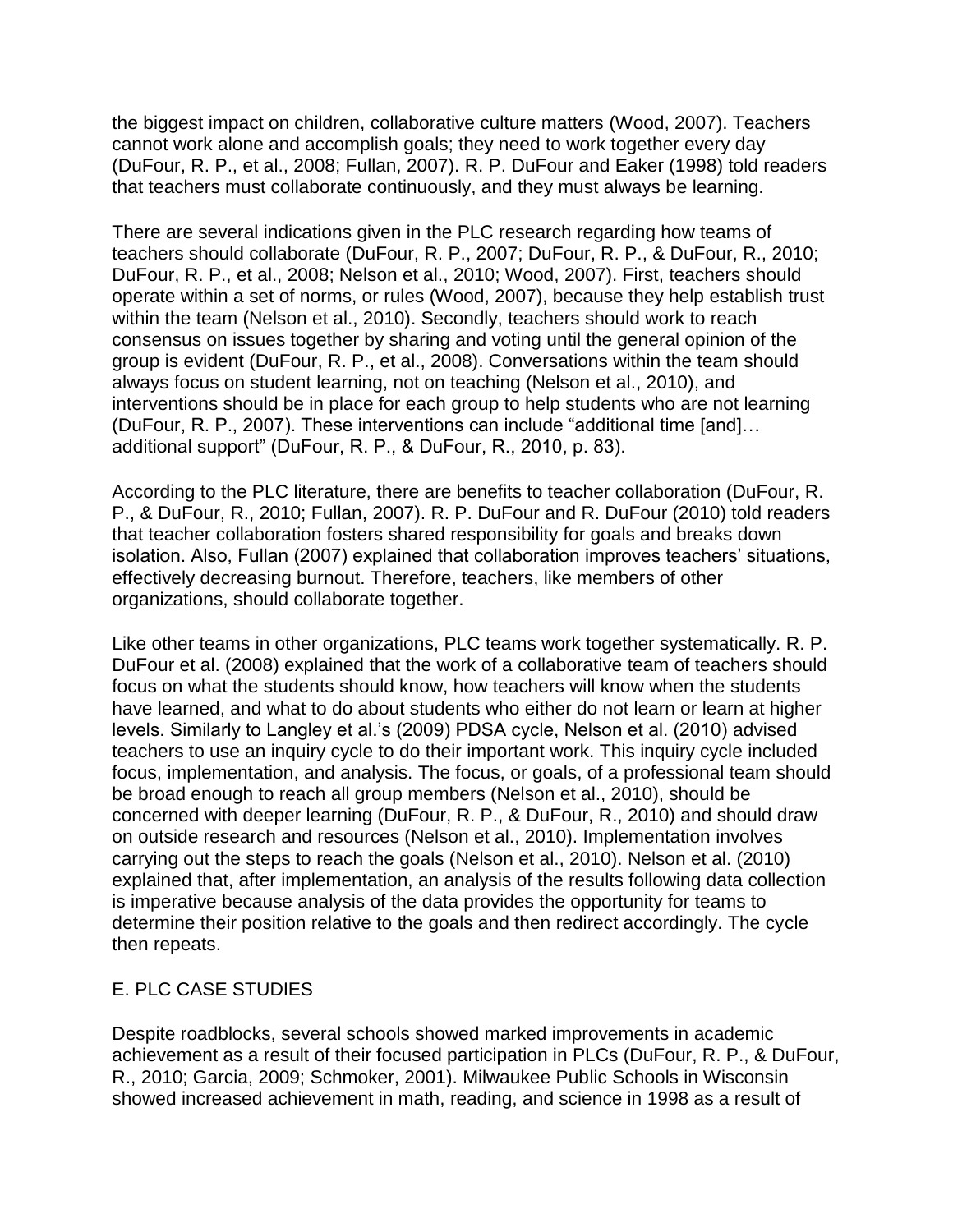the biggest impact on children, collaborative culture matters (Wood, 2007). Teachers cannot work alone and accomplish goals; they need to work together every day (DuFour, R. P., et al., 2008; Fullan, 2007). R. P. DuFour and Eaker (1998) told readers that teachers must collaborate continuously, and they must always be learning.

There are several indications given in the PLC research regarding how teams of teachers should collaborate (DuFour, R. P., 2007; DuFour, R. P., & DuFour, R., 2010; DuFour, R. P., et al., 2008; Nelson et al., 2010; Wood, 2007). First, teachers should operate within a set of norms, or rules (Wood, 2007), because they help establish trust within the team (Nelson et al., 2010). Secondly, teachers should work to reach consensus on issues together by sharing and voting until the general opinion of the group is evident (DuFour, R. P., et al., 2008). Conversations within the team should always focus on student learning, not on teaching (Nelson et al., 2010), and interventions should be in place for each group to help students who are not learning (DuFour, R. P., 2007). These interventions can include "additional time [and]… additional support" (DuFour, R. P., & DuFour, R., 2010, p. 83).

According to the PLC literature, there are benefits to teacher collaboration (DuFour, R. P., & DuFour, R., 2010; Fullan, 2007). R. P. DuFour and R. DuFour (2010) told readers that teacher collaboration fosters shared responsibility for goals and breaks down isolation. Also, Fullan (2007) explained that collaboration improves teachers' situations, effectively decreasing burnout. Therefore, teachers, like members of other organizations, should collaborate together.

Like other teams in other organizations, PLC teams work together systematically. R. P. DuFour et al. (2008) explained that the work of a collaborative team of teachers should focus on what the students should know, how teachers will know when the students have learned, and what to do about students who either do not learn or learn at higher levels. Similarly to Langley et al.'s (2009) PDSA cycle, Nelson et al. (2010) advised teachers to use an inquiry cycle to do their important work. This inquiry cycle included focus, implementation, and analysis. The focus, or goals, of a professional team should be broad enough to reach all group members (Nelson et al., 2010), should be concerned with deeper learning (DuFour, R. P., & DuFour, R., 2010) and should draw on outside research and resources (Nelson et al., 2010). Implementation involves carrying out the steps to reach the goals (Nelson et al., 2010). Nelson et al. (2010) explained that, after implementation, an analysis of the results following data collection is imperative because analysis of the data provides the opportunity for teams to determine their position relative to the goals and then redirect accordingly. The cycle then repeats.

## E. PLC CASE STUDIES

Despite roadblocks, several schools showed marked improvements in academic achievement as a result of their focused participation in PLCs (DuFour, R. P., & DuFour, R., 2010; Garcia, 2009; Schmoker, 2001). Milwaukee Public Schools in Wisconsin showed increased achievement in math, reading, and science in 1998 as a result of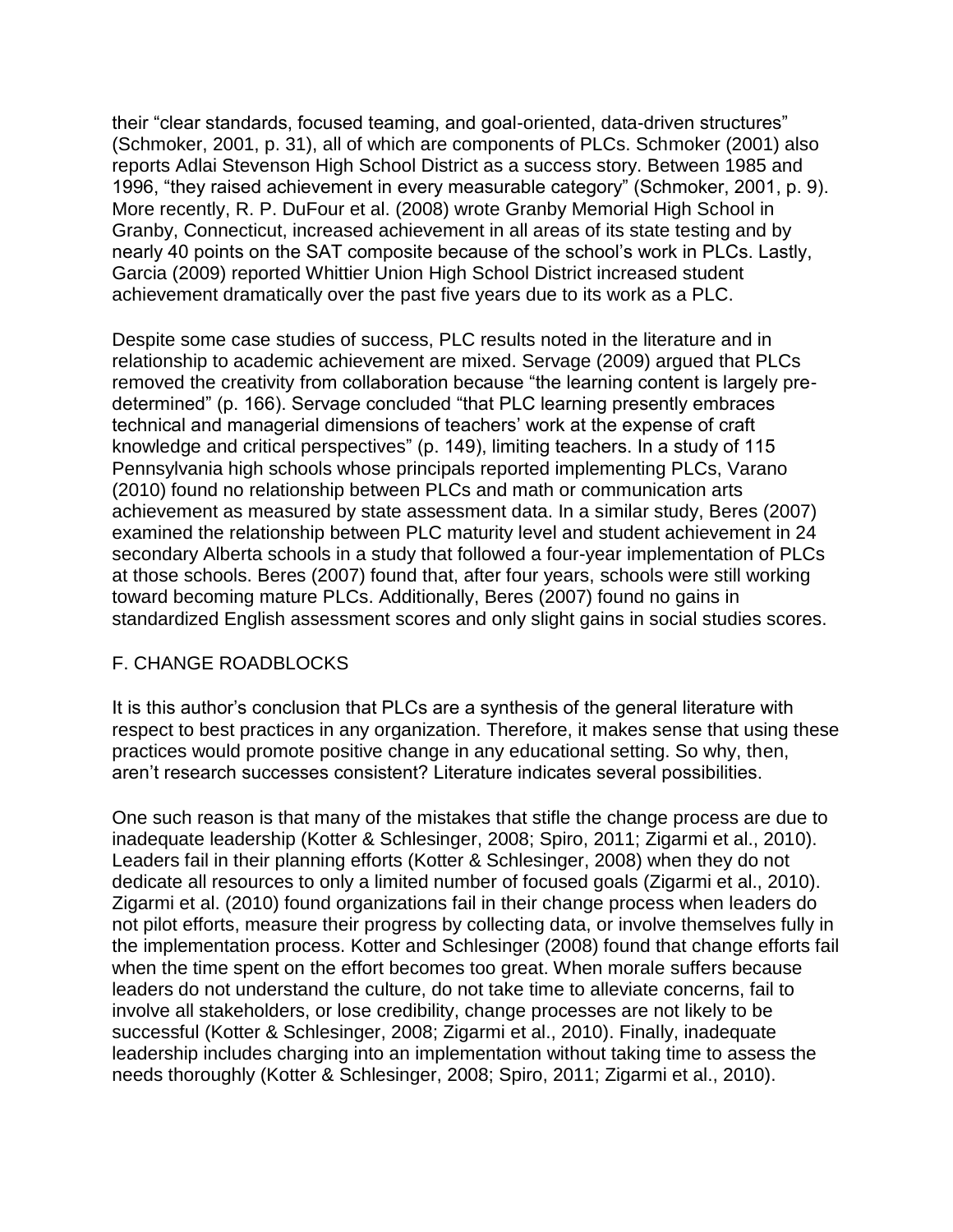their “clear standards, focused teaming, and goal-oriented, data-driven structures” (Schmoker, 2001, p. 31), all of which are components of PLCs. Schmoker (2001) also reports Adlai Stevenson High School District as a success story. Between 1985 and 1996, “they raised achievement in every measurable category” (Schmoker, 2001, p. 9). More recently, R. P. DuFour et al. (2008) wrote Granby Memorial High School in Granby, Connecticut, increased achievement in all areas of its state testing and by nearly 40 points on the SAT composite because of the school’s work in PLCs. Lastly, Garcia (2009) reported Whittier Union High School District increased student achievement dramatically over the past five years due to its work as a PLC.

Despite some case studies of success, PLC results noted in the literature and in relationship to academic achievement are mixed. Servage (2009) argued that PLCs removed the creativity from collaboration because “the learning content is largely pre-determined” (p. 166). Servage concluded “that PLC learning presently embraces technical and managerial dimensions of teachers’ work at the expense of craft knowledge and critical perspectives” (p. 149), limiting teachers. In a study of 115 Pennsylvania high schools whose principals reported implementing PLCs, Varano (2010) found no relationship between PLCs and math or communication arts achievement as measured by state assessment data. In a similar study, Beres (2007) examined the relationship between PLC maturity level and student achievement in 24 secondary Alberta schools in a study that followed a four-year implementation of PLCs at those schools. Beres (2007) found that, after four years, schools were still working toward becoming mature PLCs. Additionally, Beres (2007) found no gains in standardized English assessment scores and only slight gains in social studies scores.

## F. CHANGE ROADBLOCKS

It is this author’s conclusion that PLCs are a synthesis of the general literature with respect to best practices in any organization. Therefore, it makes sense that using these practices would promote positive change in any educational setting. So why, then, aren’t research successes consistent? Literature indicates several possibilities.

One such reason is that many of the mistakes that stifle the change process are due to inadequate leadership (Kotter & Schlesinger, 2008; Spiro, 2011; Zigarmi et al., 2010). Leaders fail in their planning efforts (Kotter & Schlesinger, 2008) when they do not dedicate all resources to only a limited number of focused goals (Zigarmi et al., 2010). Zigarmi et al. (2010) found organizations fail in their change process when leaders do not pilot efforts, measure their progress by collecting data, or involve themselves fully in the implementation process. Kotter and Schlesinger (2008) found that change efforts fail when the time spent on the effort becomes too great. When morale suffers because leaders do not understand the culture, do not take time to alleviate concerns, fail to involve all stakeholders, or lose credibility, change processes are not likely to be successful (Kotter & Schlesinger, 2008; Zigarmi et al., 2010). Finally, inadequate leadership includes charging into an implementation without taking time to assess the needs thoroughly (Kotter & Schlesinger, 2008; Spiro, 2011; Zigarmi et al., 2010).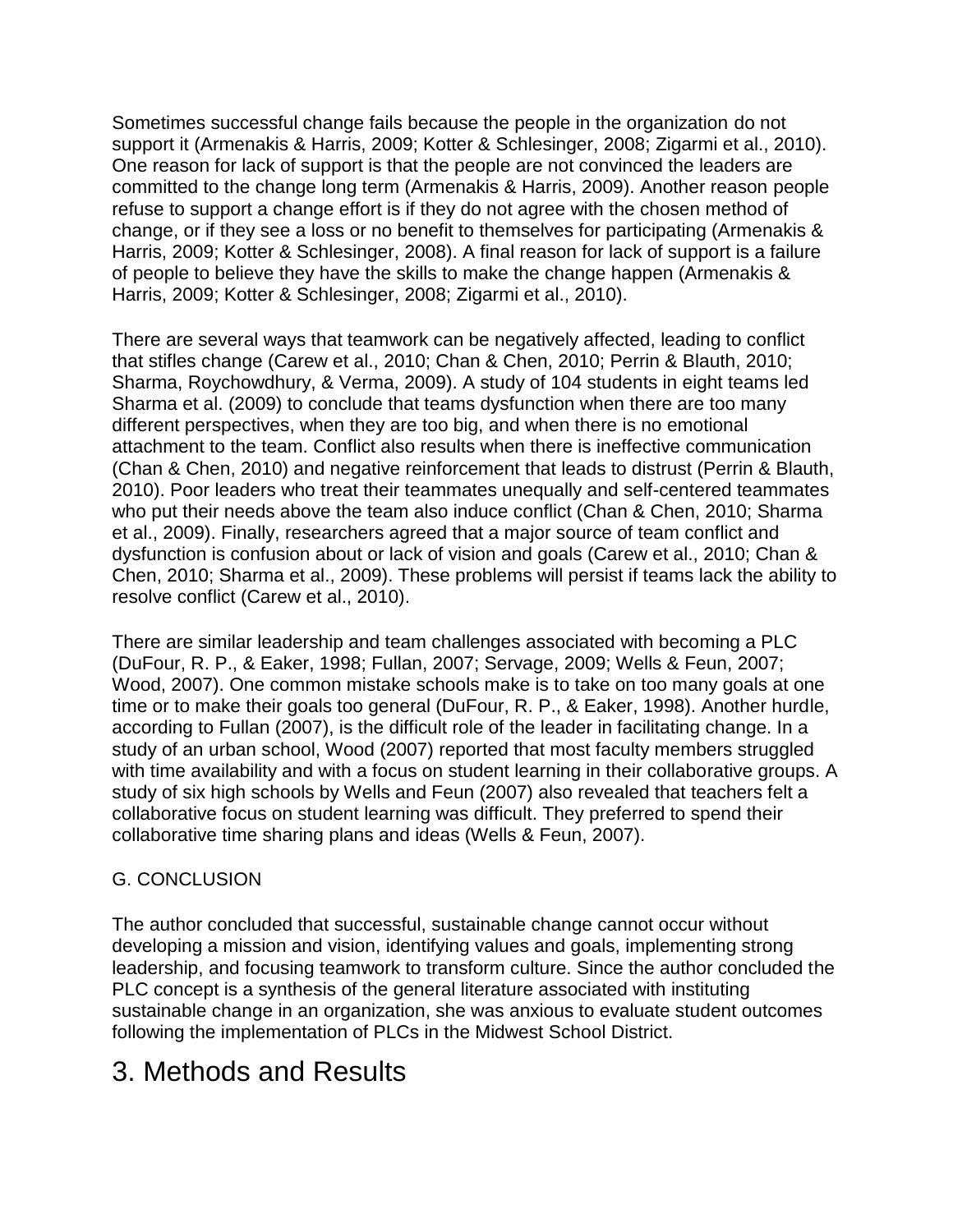Sometimes successful change fails because the people in the organization do not support it (Armenakis & Harris, 2009; Kotter & Schlesinger, 2008; Zigarmi et al., 2010). One reason for lack of support is that the people are not convinced the leaders are committed to the change long term (Armenakis & Harris, 2009). Another reason people refuse to support a change effort is if they do not agree with the chosen method of change, or if they see a loss or no benefit to themselves for participating (Armenakis & Harris, 2009; Kotter & Schlesinger, 2008). A final reason for lack of support is a failure of people to believe they have the skills to make the change happen (Armenakis & Harris, 2009; Kotter & Schlesinger, 2008; Zigarmi et al., 2010).

There are several ways that teamwork can be negatively affected, leading to conflict that stifles change (Carew et al., 2010; Chan & Chen, 2010; Perrin & Blauth, 2010; Sharma, Roychowdhury, & Verma, 2009). A study of 104 students in eight teams led Sharma et al. (2009) to conclude that teams dysfunction when there are too many different perspectives, when they are too big, and when there is no emotional attachment to the team. Conflict also results when there is ineffective communication (Chan & Chen, 2010) and negative reinforcement that leads to distrust (Perrin & Blauth, 2010). Poor leaders who treat their teammates unequally and self-centered teammates who put their needs above the team also induce conflict (Chan & Chen, 2010; Sharma et al., 2009). Finally, researchers agreed that a major source of team conflict and dysfunction is confusion about or lack of vision and goals (Carew et al., 2010; Chan & Chen, 2010; Sharma et al., 2009). These problems will persist if teams lack the ability to resolve conflict (Carew et al., 2010).

There are similar leadership and team challenges associated with becoming a PLC (DuFour, R. P., & Eaker, 1998; Fullan, 2007; Servage, 2009; Wells & Feun, 2007; Wood, 2007). One common mistake schools make is to take on too many goals at one time or to make their goals too general (DuFour, R. P., & Eaker, 1998). Another hurdle, according to Fullan (2007), is the difficult role of the leader in facilitating change. In a study of an urban school, Wood (2007) reported that most faculty members struggled with time availability and with a focus on student learning in their collaborative groups. A study of six high schools by Wells and Feun (2007) also revealed that teachers felt a collaborative focus on student learning was difficult. They preferred to spend their collaborative time sharing plans and ideas (Wells & Feun, 2007).

G. CONCLUSION

The author concluded that successful, sustainable change cannot occur without developing a mission and vision, identifying values and goals, implementing strong leadership, and focusing teamwork to transform culture. Since the author concluded the PLC concept is a synthesis of the general literature associated with instituting sustainable change in an organization, she was anxious to evaluate student outcomes following the implementation of PLCs in the Midwest School District.

# 3. Methods and Results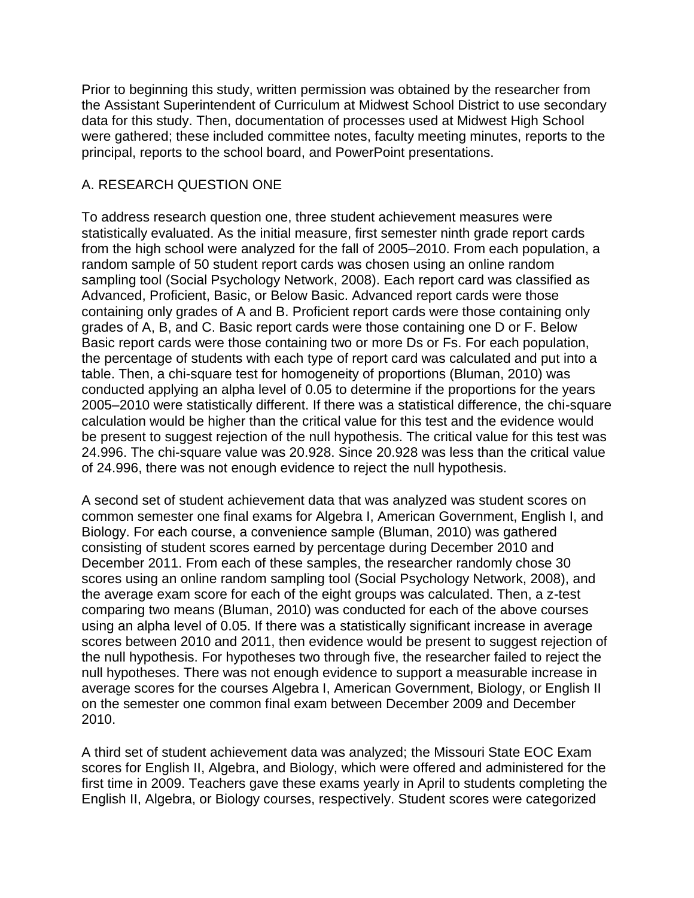Prior to beginning this study, written permission was obtained by the researcher from the Assistant Superintendent of Curriculum at Midwest School District to use secondary data for this study. Then, documentation of processes used at Midwest High School were gathered; these included committee notes, faculty meeting minutes, reports to the principal, reports to the school board, and PowerPoint presentations.

## A. RESEARCH QUESTION ONE

To address research question one, three student achievement measures were statistically evaluated. As the initial measure, first semester ninth grade report cards from the high school were analyzed for the fall of 2005–2010. From each population, a random sample of 50 student report cards was chosen using an online random sampling tool (Social Psychology Network, 2008). Each report card was classified as Advanced, Proficient, Basic, or Below Basic. Advanced report cards were those containing only grades of A and B. Proficient report cards were those containing only grades of A, B, and C. Basic report cards were those containing one D or F. Below Basic report cards were those containing two or more Ds or Fs. For each population, the percentage of students with each type of report card was calculated and put into a table. Then, a chi-square test for homogeneity of proportions (Bluman, 2010) was conducted applying an alpha level of 0.05 to determine if the proportions for the years 2005–2010 were statistically different. If there was a statistical difference, the chi-square calculation would be higher than the critical value for this test and the evidence would be present to suggest rejection of the null hypothesis. The critical value for this test was 24.996. The chi-square value was 20.928. Since 20.928 was less than the critical value of 24.996, there was not enough evidence to reject the null hypothesis.

A second set of student achievement data that was analyzed was student scores on common semester one final exams for Algebra I, American Government, English I, and Biology. For each course, a convenience sample (Bluman, 2010) was gathered consisting of student scores earned by percentage during December 2010 and December 2011. From each of these samples, the researcher randomly chose 30 scores using an online random sampling tool (Social Psychology Network, 2008), and the average exam score for each of the eight groups was calculated. Then, a z-test comparing two means (Bluman, 2010) was conducted for each of the above courses using an alpha level of 0.05. If there was a statistically significant increase in average scores between 2010 and 2011, then evidence would be present to suggest rejection of the null hypothesis. For hypotheses two through five, the researcher failed to reject the null hypotheses. There was not enough evidence to support a measurable increase in average scores for the courses Algebra I, American Government, Biology, or English II on the semester one common final exam between December 2009 and December 2010.

A third set of student achievement data was analyzed; the Missouri State EOC Exam scores for English II, Algebra, and Biology, which were offered and administered for the first time in 2009. Teachers gave these exams yearly in April to students completing the English II, Algebra, or Biology courses, respectively. Student scores were categorized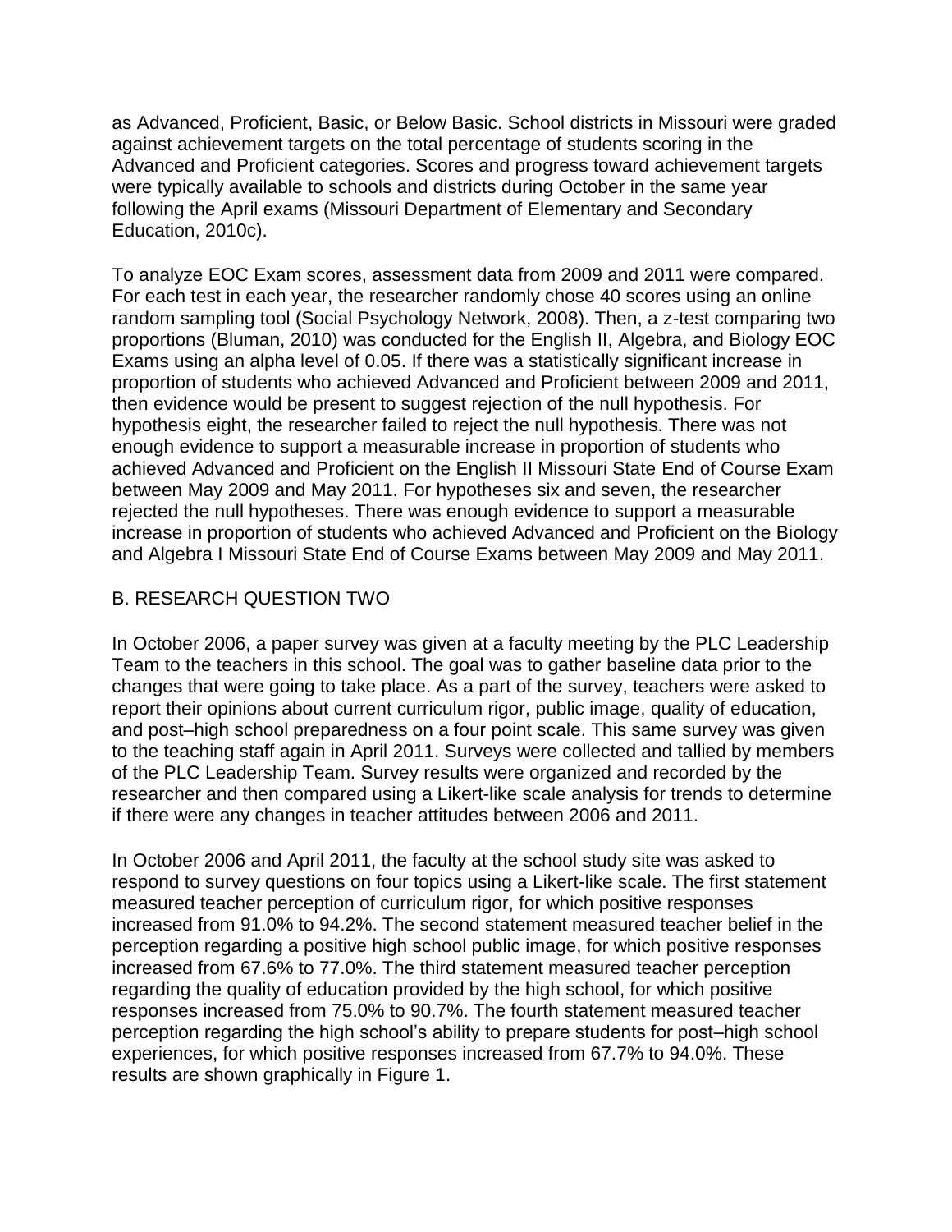as Advanced, Proficient, Basic, or Below Basic. School districts in Missouri were graded against achievement targets on the total percentage of students scoring in the Advanced and Proficient categories. Scores and progress toward achievement targets were typically available to schools and districts during October in the same year following the April exams (Missouri Department of Elementary and Secondary Education, 2010c).

To analyze EOC Exam scores, assessment data from 2009 and 2011 were compared. For each test in each year, the researcher randomly chose 40 scores using an online random sampling tool (Social Psychology Network, 2008). Then, a z-test comparing two proportions (Bluman, 2010) was conducted for the English II, Algebra, and Biology EOC Exams using an alpha level of 0.05. If there was a statistically significant increase in proportion of students who achieved Advanced and Proficient between 2009 and 2011, then evidence would be present to suggest rejection of the null hypothesis. For hypothesis eight, the researcher failed to reject the null hypothesis. There was not enough evidence to support a measurable increase in proportion of students who achieved Advanced and Proficient on the English II Missouri State End of Course Exam between May 2009 and May 2011. For hypotheses six and seven, the researcher rejected the null hypotheses. There was enough evidence to support a measurable increase in proportion of students who achieved Advanced and Proficient on the Biology and Algebra I Missouri State End of Course Exams between May 2009 and May 2011.

## B. RESEARCH QUESTION TWO

In October 2006, a paper survey was given at a faculty meeting by the PLC Leadership Team to the teachers in this school. The goal was to gather baseline data prior to the changes that were going to take place. As a part of the survey, teachers were asked to report their opinions about current curriculum rigor, public image, quality of education, and post–high school preparedness on a four point scale. This same survey was given to the teaching staff again in April 2011. Surveys were collected and tallied by members of the PLC Leadership Team. Survey results were organized and recorded by the researcher and then compared using a Likert-like scale analysis for trends to determine if there were any changes in teacher attitudes between 2006 and 2011.

In October 2006 and April 2011, the faculty at the school study site was asked to respond to survey questions on four topics using a Likert-like scale. The first statement measured teacher perception of curriculum rigor, for which positive responses increased from 91.0% to 94.2%. The second statement measured teacher belief in the perception regarding a positive high school public image, for which positive responses increased from 67.6% to 77.0%. The third statement measured teacher perception regarding the quality of education provided by the high school, for which positive responses increased from 75.0% to 90.7%. The fourth statement measured teacher perception regarding the high school's ability to prepare students for post–high school experiences, for which positive responses increased from 67.7% to 94.0%. These results are shown graphically in Figure 1.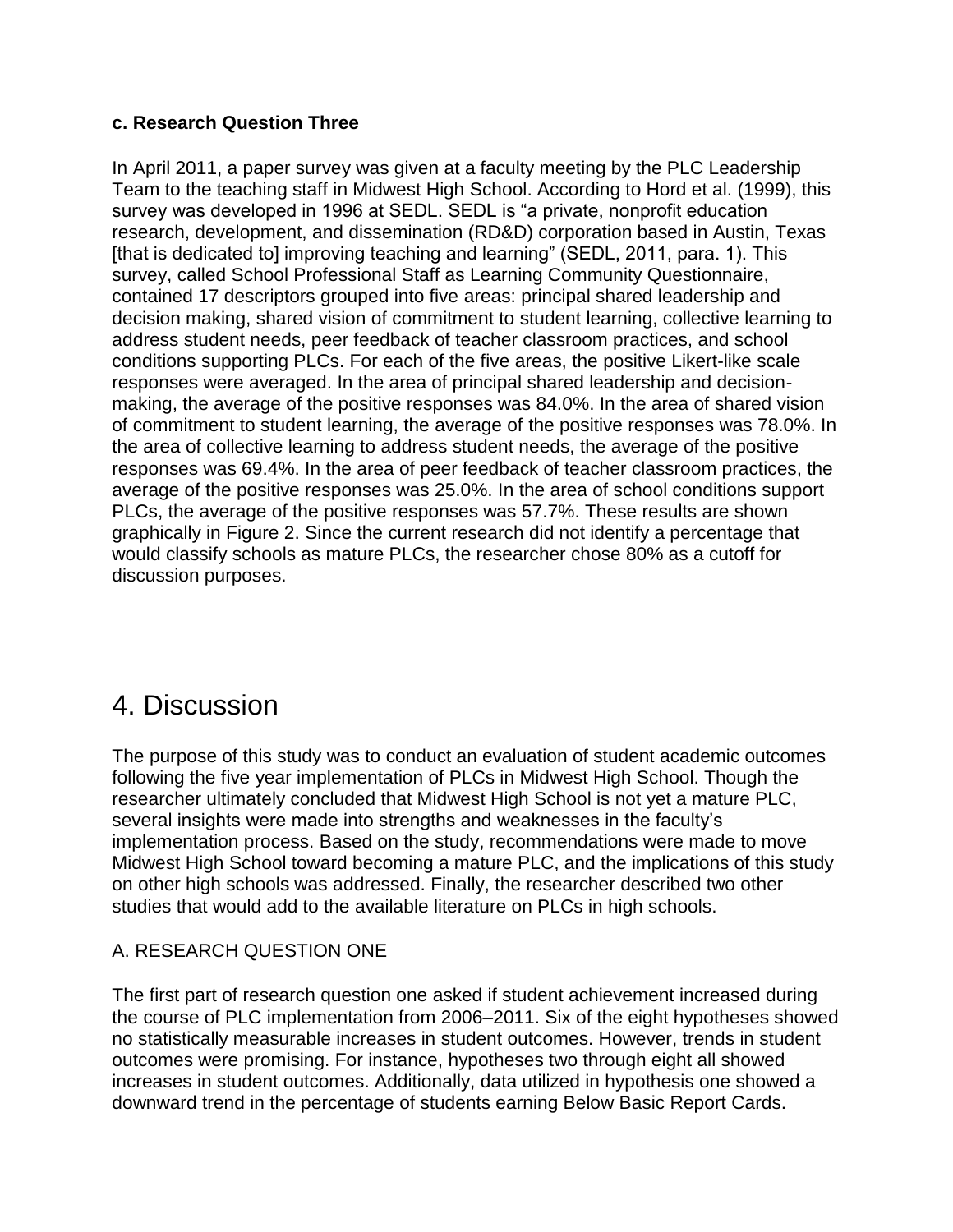**c. Research Question Three**

In April 2011, a paper survey was given at a faculty meeting by the PLC Leadership Team to the teaching staff in Midwest High School. According to Hord et al. (1999), this survey was developed in 1996 at SEDL. SEDL is "a private, nonprofit education research, development, and dissemination (RD&D) corporation based in Austin, Texas [that is dedicated to] improving teaching and learning" (SEDL, 2011, para. 1). This survey, called School Professional Staff as Learning Community Questionnaire, contained 17 descriptors grouped into five areas: principal shared leadership and decision making, shared vision of commitment to student learning, collective learning to address student needs, peer feedback of teacher classroom practices, and school conditions supporting PLCs. For each of the five areas, the positive Likert-like scale responses were averaged. In the area of principal shared leadership and decision-making, the average of the positive responses was 84.0%. In the area of shared vision of commitment to student learning, the average of the positive responses was 78.0%. In the area of collective learning to address student needs, the average of the positive responses was 69.4%. In the area of peer feedback of teacher classroom practices, the average of the positive responses was 25.0%. In the area of school conditions support PLCs, the average of the positive responses was 57.7%. These results are shown graphically in Figure 2. Since the current research did not identify a percentage that would classify schools as mature PLCs, the researcher chose 80% as a cutoff for discussion purposes.

# 4. Discussion

The purpose of this study was to conduct an evaluation of student academic outcomes following the five year implementation of PLCs in Midwest High School. Though the researcher ultimately concluded that Midwest High School is not yet a mature PLC, several insights were made into strengths and weaknesses in the faculty's implementation process. Based on the study, recommendations were made to move Midwest High School toward becoming a mature PLC, and the implications of this study on other high schools was addressed. Finally, the researcher described two other studies that would add to the available literature on PLCs in high schools.

## A. RESEARCH QUESTION ONE

The first part of research question one asked if student achievement increased during the course of PLC implementation from 2006–2011. Six of the eight hypotheses showed no statistically measurable increases in student outcomes. However, trends in student outcomes were promising. For instance, hypotheses two through eight all showed increases in student outcomes. Additionally, data utilized in hypothesis one showed a downward trend in the percentage of students earning Below Basic Report Cards.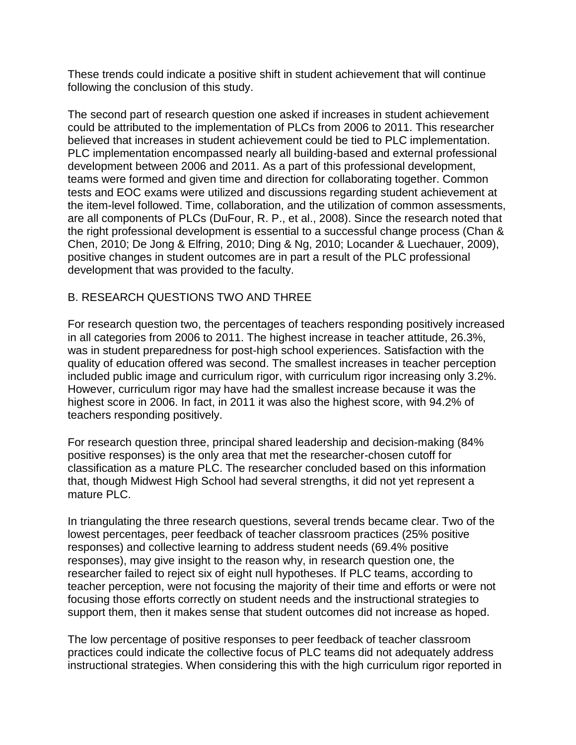These trends could indicate a positive shift in student achievement that will continue following the conclusion of this study.

The second part of research question one asked if increases in student achievement could be attributed to the implementation of PLCs from 2006 to 2011. This researcher believed that increases in student achievement could be tied to PLC implementation. PLC implementation encompassed nearly all building-based and external professional development between 2006 and 2011. As a part of this professional development, teams were formed and given time and direction for collaborating together. Common tests and EOC exams were utilized and discussions regarding student achievement at the item-level followed. Time, collaboration, and the utilization of common assessments, are all components of PLCs (DuFour, R. P., et al., 2008). Since the research noted that the right professional development is essential to a successful change process (Chan & Chen, 2010; De Jong & Elfring, 2010; Ding & Ng, 2010; Locander & Luechauer, 2009), positive changes in student outcomes are in part a result of the PLC professional development that was provided to the faculty.

## B. RESEARCH QUESTIONS TWO AND THREE

For research question two, the percentages of teachers responding positively increased in all categories from 2006 to 2011. The highest increase in teacher attitude, 26.3%, was in student preparedness for post-high school experiences. Satisfaction with the quality of education offered was second. The smallest increases in teacher perception included public image and curriculum rigor, with curriculum rigor increasing only 3.2%. However, curriculum rigor may have had the smallest increase because it was the highest score in 2006. In fact, in 2011 it was also the highest score, with 94.2% of teachers responding positively.

For research question three, principal shared leadership and decision-making (84% positive responses) is the only area that met the researcher-chosen cutoff for classification as a mature PLC. The researcher concluded based on this information that, though Midwest High School had several strengths, it did not yet represent a mature PLC.

In triangulating the three research questions, several trends became clear. Two of the lowest percentages, peer feedback of teacher classroom practices (25% positive responses) and collective learning to address student needs (69.4% positive responses), may give insight to the reason why, in research question one, the researcher failed to reject six of eight null hypotheses. If PLC teams, according to teacher perception, were not focusing the majority of their time and efforts or were not focusing those efforts correctly on student needs and the instructional strategies to support them, then it makes sense that student outcomes did not increase as hoped.

The low percentage of positive responses to peer feedback of teacher classroom practices could indicate the collective focus of PLC teams did not adequately address instructional strategies. When considering this with the high curriculum rigor reported in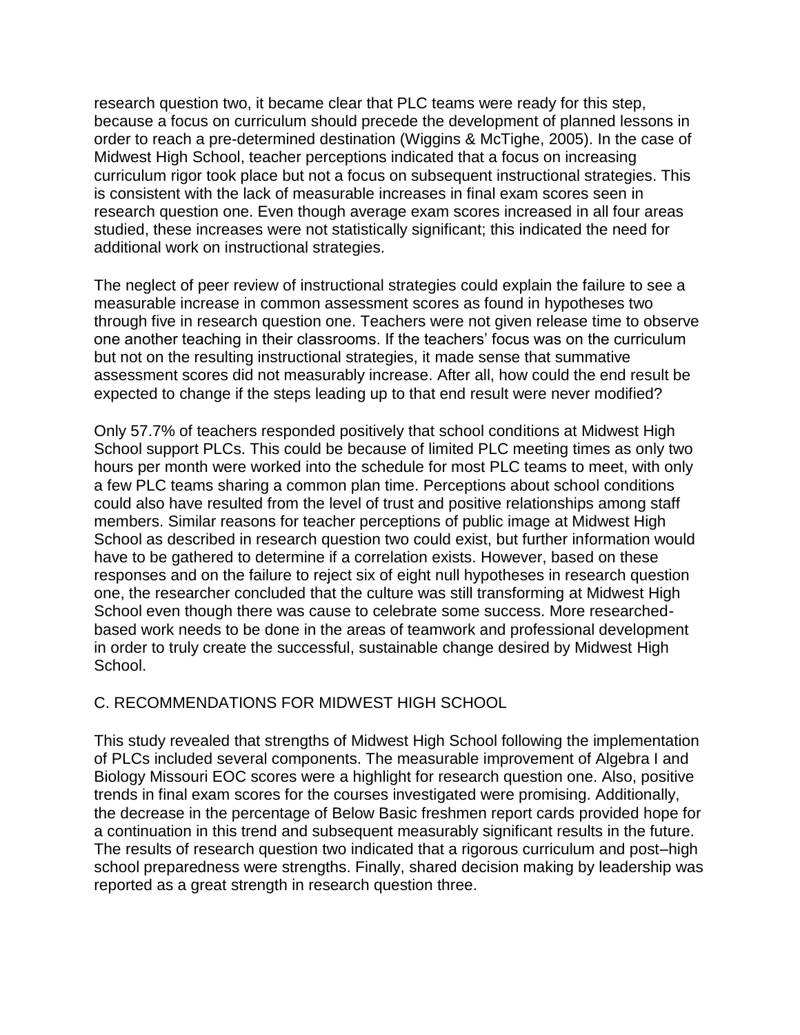research question two, it became clear that PLC teams were ready for this step, because a focus on curriculum should precede the development of planned lessons in order to reach a pre-determined destination (Wiggins & McTighe, 2005). In the case of Midwest High School, teacher perceptions indicated that a focus on increasing curriculum rigor took place but not a focus on subsequent instructional strategies. This is consistent with the lack of measurable increases in final exam scores seen in research question one. Even though average exam scores increased in all four areas studied, these increases were not statistically significant; this indicated the need for additional work on instructional strategies.

The neglect of peer review of instructional strategies could explain the failure to see a measurable increase in common assessment scores as found in hypotheses two through five in research question one. Teachers were not given release time to observe one another teaching in their classrooms. If the teachers' focus was on the curriculum but not on the resulting instructional strategies, it made sense that summative assessment scores did not measurably increase. After all, how could the end result be expected to change if the steps leading up to that end result were never modified?

Only 57.7% of teachers responded positively that school conditions at Midwest High School support PLCs. This could be because of limited PLC meeting times as only two hours per month were worked into the schedule for most PLC teams to meet, with only a few PLC teams sharing a common plan time. Perceptions about school conditions could also have resulted from the level of trust and positive relationships among staff members. Similar reasons for teacher perceptions of public image at Midwest High School as described in research question two could exist, but further information would have to be gathered to determine if a correlation exists. However, based on these responses and on the failure to reject six of eight null hypotheses in research question one, the researcher concluded that the culture was still transforming at Midwest High School even though there was cause to celebrate some success. More researched-based work needs to be done in the areas of teamwork and professional development in order to truly create the successful, sustainable change desired by Midwest High School.

## C. RECOMMENDATIONS FOR MIDWEST HIGH SCHOOL

This study revealed that strengths of Midwest High School following the implementation of PLCs included several components. The measurable improvement of Algebra I and Biology Missouri EOC scores were a highlight for research question one. Also, positive trends in final exam scores for the courses investigated were promising. Additionally, the decrease in the percentage of Below Basic freshmen report cards provided hope for a continuation in this trend and subsequent measurably significant results in the future. The results of research question two indicated that a rigorous curriculum and post–high school preparedness were strengths. Finally, shared decision making by leadership was reported as a great strength in research question three.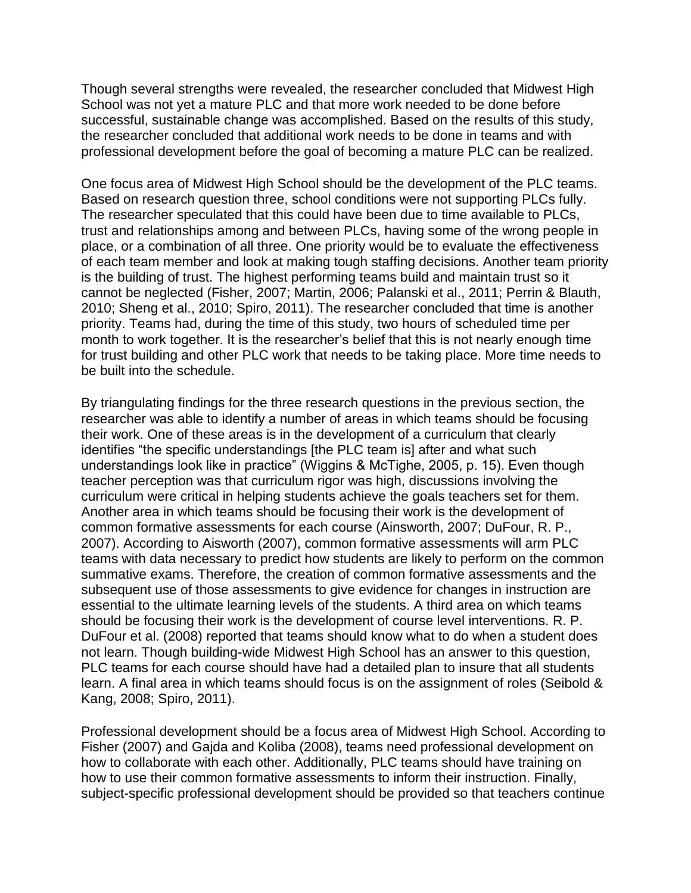Though several strengths were revealed, the researcher concluded that Midwest High School was not yet a mature PLC and that more work needed to be done before successful, sustainable change was accomplished. Based on the results of this study, the researcher concluded that additional work needs to be done in teams and with professional development before the goal of becoming a mature PLC can be realized.

One focus area of Midwest High School should be the development of the PLC teams. Based on research question three, school conditions were not supporting PLCs fully. The researcher speculated that this could have been due to time available to PLCs, trust and relationships among and between PLCs, having some of the wrong people in place, or a combination of all three. One priority would be to evaluate the effectiveness of each team member and look at making tough staffing decisions. Another team priority is the building of trust. The highest performing teams build and maintain trust so it cannot be neglected (Fisher, 2007; Martin, 2006; Palanski et al., 2011; Perrin & Blauth, 2010; Sheng et al., 2010; Spiro, 2011). The researcher concluded that time is another priority. Teams had, during the time of this study, two hours of scheduled time per month to work together. It is the researcher's belief that this is not nearly enough time for trust building and other PLC work that needs to be taking place. More time needs to be built into the schedule.

By triangulating findings for the three research questions in the previous section, the researcher was able to identify a number of areas in which teams should be focusing their work. One of these areas is in the development of a curriculum that clearly identifies "the specific understandings [the PLC team is] after and what such understandings look like in practice" (Wiggins & McTighe, 2005, p. 15). Even though teacher perception was that curriculum rigor was high, discussions involving the curriculum were critical in helping students achieve the goals teachers set for them. Another area in which teams should be focusing their work is the development of common formative assessments for each course (Ainsworth, 2007; DuFour, R. P., 2007). According to Aisworth (2007), common formative assessments will arm PLC teams with data necessary to predict how students are likely to perform on the common summative exams. Therefore, the creation of common formative assessments and the subsequent use of those assessments to give evidence for changes in instruction are essential to the ultimate learning levels of the students. A third area on which teams should be focusing their work is the development of course level interventions. R. P. DuFour et al. (2008) reported that teams should know what to do when a student does not learn. Though building-wide Midwest High School has an answer to this question, PLC teams for each course should have had a detailed plan to insure that all students learn. A final area in which teams should focus is on the assignment of roles (Seibold & Kang, 2008; Spiro, 2011).

Professional development should be a focus area of Midwest High School. According to Fisher (2007) and Gajda and Koliba (2008), teams need professional development on how to collaborate with each other. Additionally, PLC teams should have training on how to use their common formative assessments to inform their instruction. Finally, subject-specific professional development should be provided so that teachers continue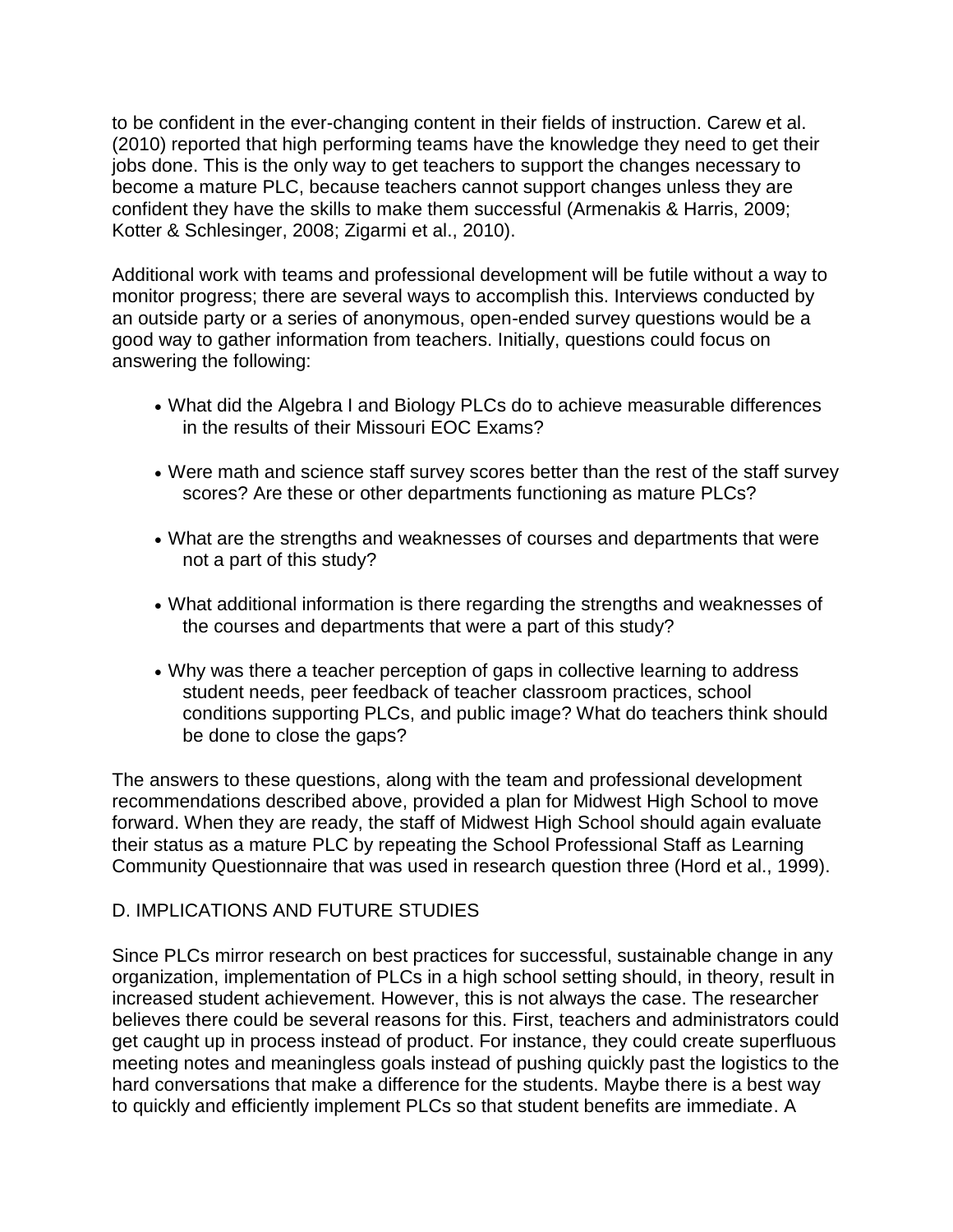to be confident in the ever-changing content in their fields of instruction. Carew et al. (2010) reported that high performing teams have the knowledge they need to get their jobs done. This is the only way to get teachers to support the changes necessary to become a mature PLC, because teachers cannot support changes unless they are confident they have the skills to make them successful (Armenakis & Harris, 2009; Kotter & Schlesinger, 2008; Zigarmi et al., 2010).

Additional work with teams and professional development will be futile without a way to monitor progress; there are several ways to accomplish this. Interviews conducted by an outside party or a series of anonymous, open-ended survey questions would be a good way to gather information from teachers. Initially, questions could focus on answering the following:

- What did the Algebra I and Biology PLCs do to achieve measurable differences in the results of their Missouri EOC Exams?
- Were math and science staff survey scores better than the rest of the staff survey scores? Are these or other departments functioning as mature PLCs?
- What are the strengths and weaknesses of courses and departments that were not a part of this study?
- What additional information is there regarding the strengths and weaknesses of the courses and departments that were a part of this study?
- Why was there a teacher perception of gaps in collective learning to address student needs, peer feedback of teacher classroom practices, school conditions supporting PLCs, and public image? What do teachers think should be done to close the gaps?

The answers to these questions, along with the team and professional development recommendations described above, provided a plan for Midwest High School to move forward. When they are ready, the staff of Midwest High School should again evaluate their status as a mature PLC by repeating the School Professional Staff as Learning Community Questionnaire that was used in research question three (Hord et al., 1999).

## D. IMPLICATIONS AND FUTURE STUDIES

Since PLCs mirror research on best practices for successful, sustainable change in any organization, implementation of PLCs in a high school setting should, in theory, result in increased student achievement. However, this is not always the case. The researcher believes there could be several reasons for this. First, teachers and administrators could get caught up in process instead of product. For instance, they could create superfluous meeting notes and meaningless goals instead of pushing quickly past the logistics to the hard conversations that make a difference for the students. Maybe there is a best way to quickly and efficiently implement PLCs so that student benefits are immediate. A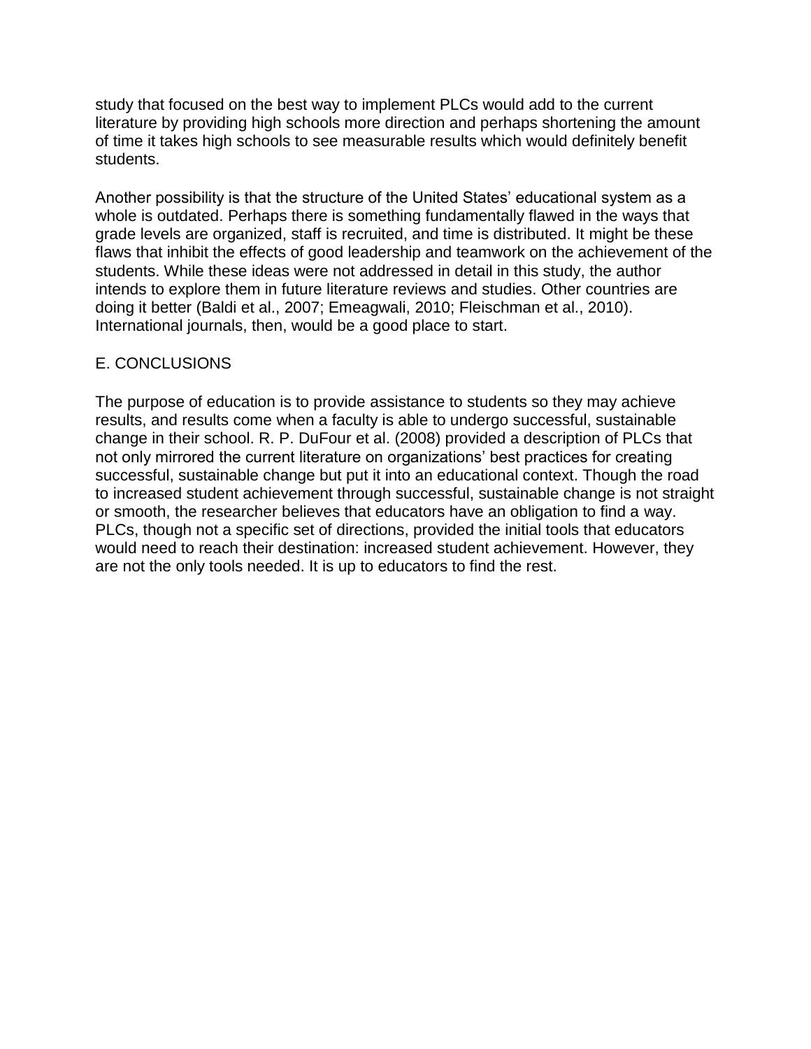study that focused on the best way to implement PLCs would add to the current literature by providing high schools more direction and perhaps shortening the amount of time it takes high schools to see measurable results which would definitely benefit students.

Another possibility is that the structure of the United States' educational system as a whole is outdated. Perhaps there is something fundamentally flawed in the ways that grade levels are organized, staff is recruited, and time is distributed. It might be these flaws that inhibit the effects of good leadership and teamwork on the achievement of the students. While these ideas were not addressed in detail in this study, the author intends to explore them in future literature reviews and studies. Other countries are doing it better (Baldi et al., 2007; Emeagwali, 2010; Fleischman et al., 2010). International journals, then, would be a good place to start.

## E. CONCLUSIONS

The purpose of education is to provide assistance to students so they may achieve results, and results come when a faculty is able to undergo successful, sustainable change in their school. R. P. DuFour et al. (2008) provided a description of PLCs that not only mirrored the current literature on organizations' best practices for creating successful, sustainable change but put it into an educational context. Though the road to increased student achievement through successful, sustainable change is not straight or smooth, the researcher believes that educators have an obligation to find a way. PLCs, though not a specific set of directions, provided the initial tools that educators would need to reach their destination: increased student achievement. However, they are not the only tools needed. It is up to educators to find the rest.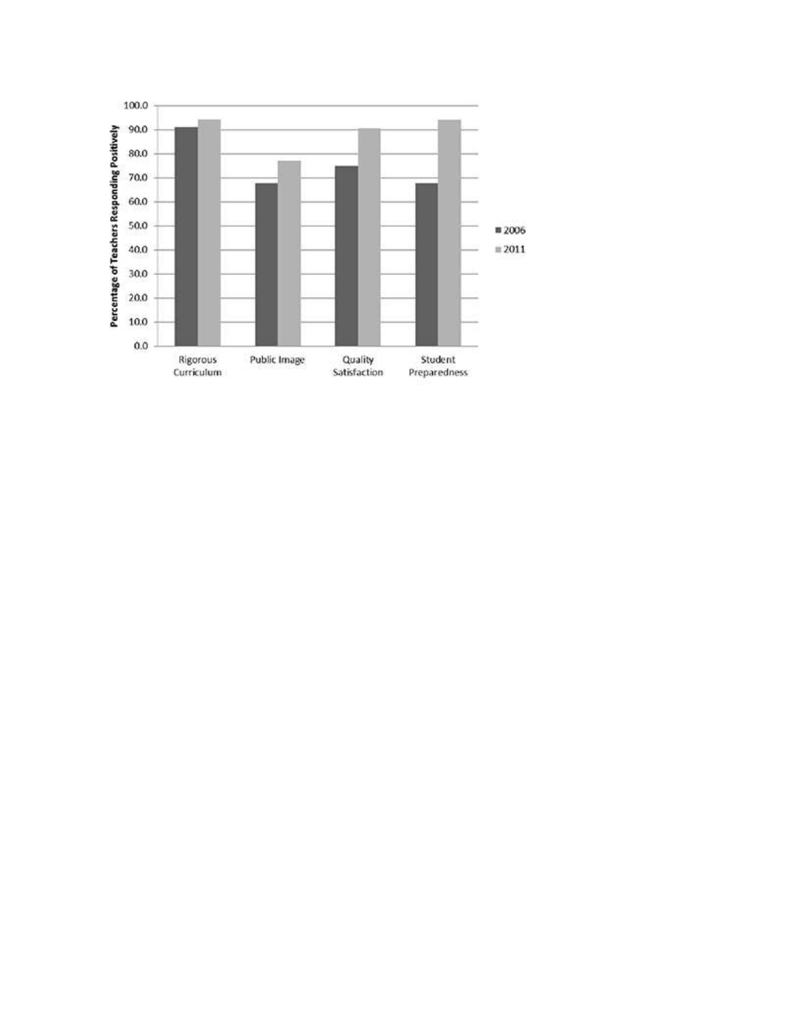Percentage of Teachers Responding Positively

100.0
90.0
80.0
70.0
60.0
50.0
40.0
30.0
20.0
10.0
0.0

Rigorous Curriculum | Public Image | Quality Satisfaction | Student Preparedness

■ 2006
■ 2011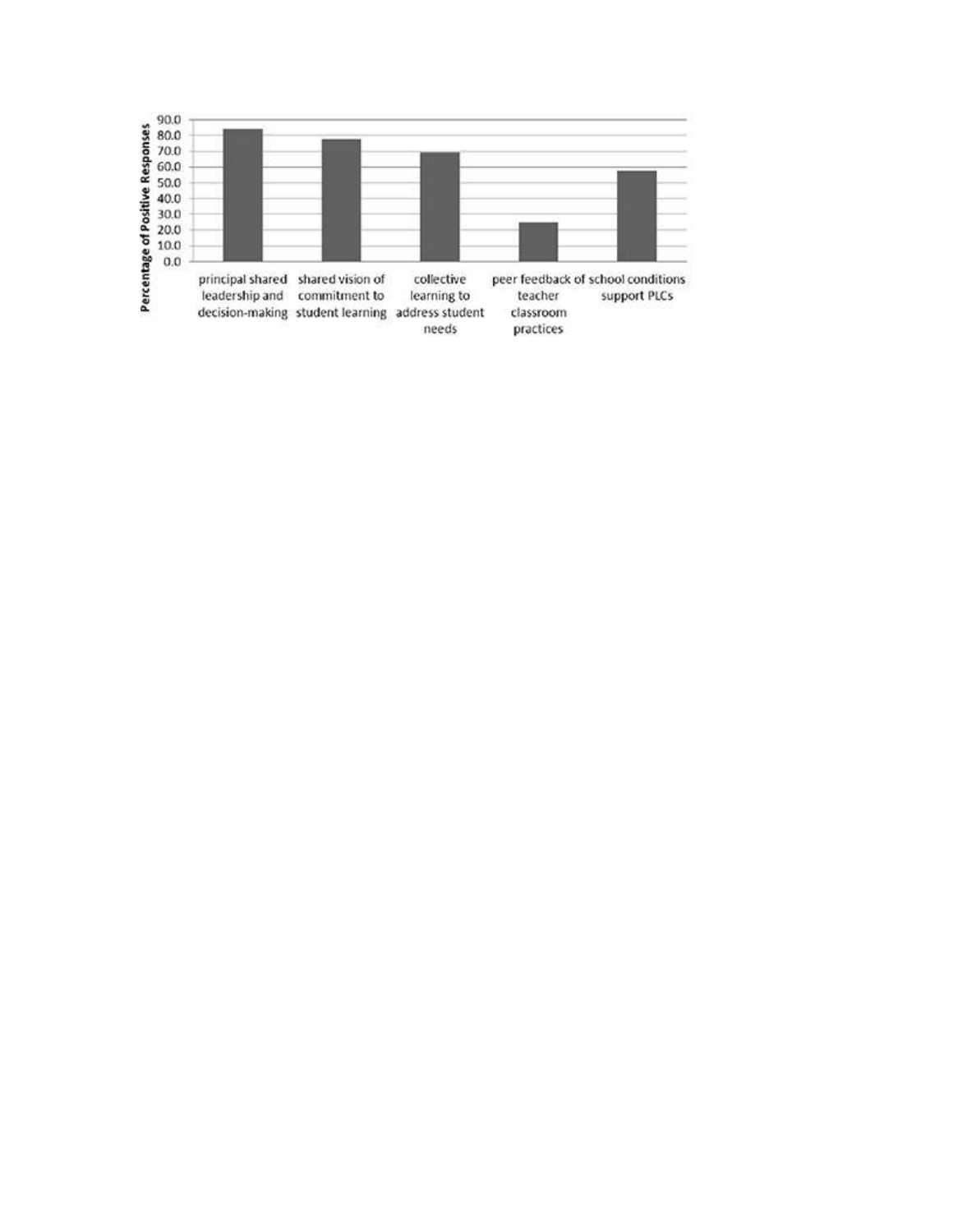Percentage of Positive Responses

90.0
80.0
70.0
60.0
50.0
40.0
30.0
20.0
10.0
0.0

principal shared leadership and decision-making

shared vision of commitment to student learning

collective learning to address student needs

peer feedback of teacher classroom practices

school conditions support PLCs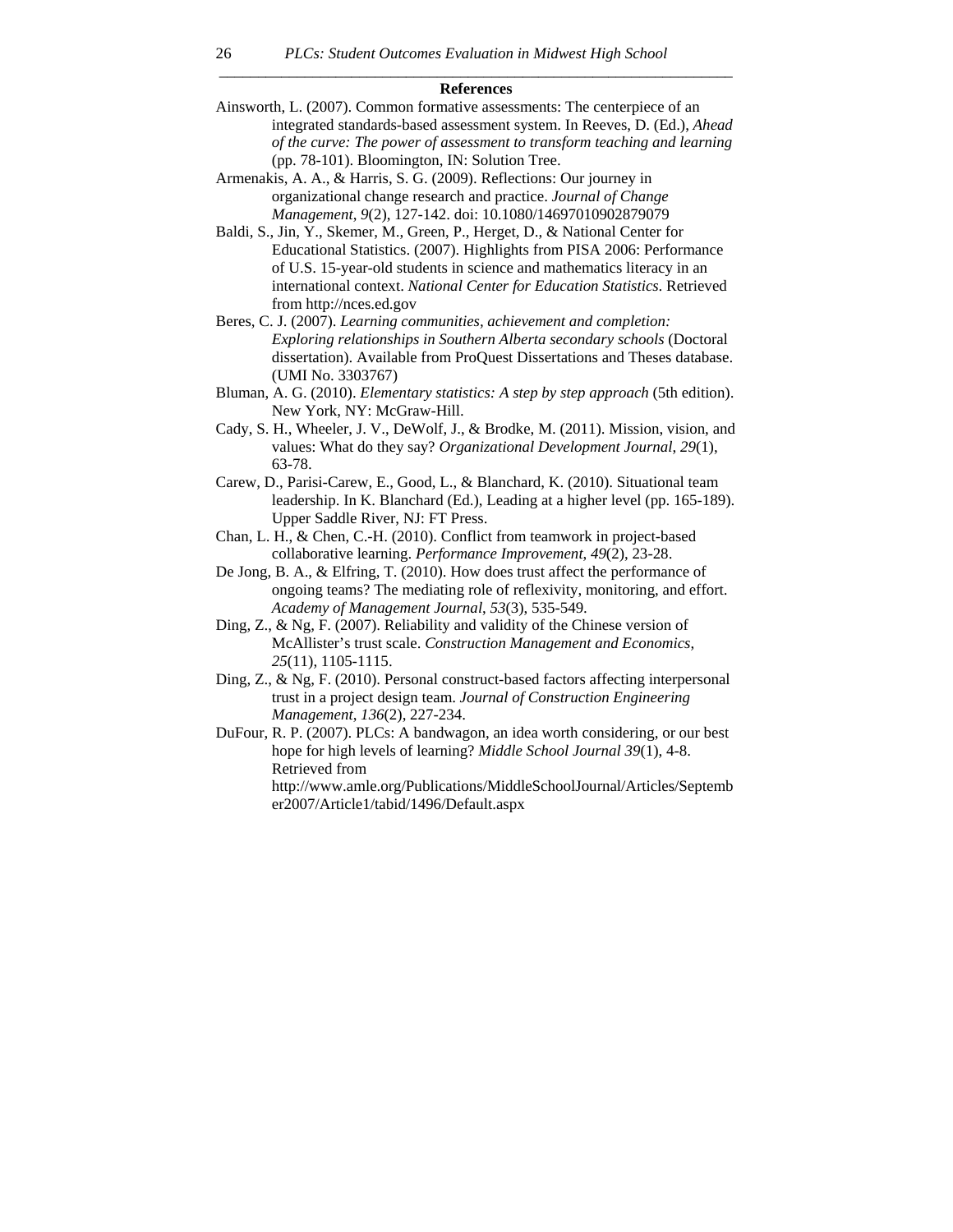## References

Ainsworth, L. (2007). Common formative assessments: The centerpiece of an integrated standards-based assessment system. In Reeves, D. (Ed.), *Ahead of the curve: The power of assessment to transform teaching and learning* (pp. 78-101). Bloomington, IN: Solution Tree.

Armenakis, A. A., & Harris, S. G. (2009). Reflections: Our journey in organizational change research and practice. *Journal of Change Management*, *9*(2), 127-142. doi: 10.1080/14697010902879079

Baldi, S., Jin, Y., Skemer, M., Green, P., Herget, D., & National Center for Educational Statistics. (2007). Highlights from PISA 2006: Performance of U.S. 15-year-old students in science and mathematics literacy in an international context. *National Center for Education Statistics*. Retrieved from http://nces.ed.gov

Beres, C. J. (2007). *Learning communities, achievement and completion: Exploring relationships in Southern Alberta secondary schools* (Doctoral dissertation). Available from ProQuest Dissertations and Theses database. (UMI No. 3303767)

Bluman, A. G. (2010). *Elementary statistics: A step by step approach* (5th edition). New York, NY: McGraw-Hill.

Cady, S. H., Wheeler, J. V., DeWolf, J., & Brodke, M. (2011). Mission, vision, and values: What do they say? *Organizational Development Journal*, *29*(1), 63-78.

Carew, D., Parisi-Carew, E., Good, L., & Blanchard, K. (2010). Situational team leadership. In K. Blanchard (Ed.), Leading at a higher level (pp. 165-189). Upper Saddle River, NJ: FT Press.

Chan, L. H., & Chen, C.-H. (2010). Conflict from teamwork in project-based collaborative learning. *Performance Improvement*, *49*(2), 23-28.

De Jong, B. A., & Elfring, T. (2010). How does trust affect the performance of ongoing teams? The mediating role of reflexivity, monitoring, and effort. *Academy of Management Journal*, *53*(3), 535-549.

Ding, Z., & Ng, F. (2007). Reliability and validity of the Chinese version of McAllister's trust scale. *Construction Management and Economics*, *25*(11), 1105-1115.

Ding, Z., & Ng, F. (2010). Personal construct-based factors affecting interpersonal trust in a project design team. *Journal of Construction Engineering Management*, *136*(2), 227-234.

DuFour, R. P. (2007). PLCs: A bandwagon, an idea worth considering, or our best hope for high levels of learning? *Middle School Journal 39*(1), 4-8. Retrieved from http://www.amle.org/Publications/MiddleSchoolJournal/Articles/September2007/Article1/tabid/1496/Default.aspx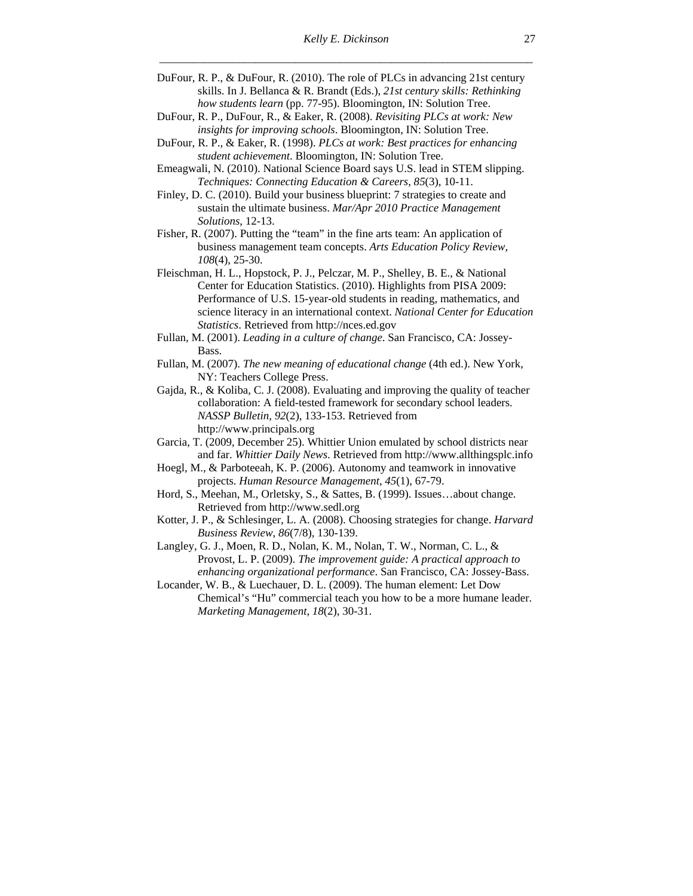DuFour, R. P., & DuFour, R. (2010). The role of PLCs in advancing 21st century skills. In J. Bellanca & R. Brandt (Eds.), *21st century skills: Rethinking how students learn* (pp. 77-95). Bloomington, IN: Solution Tree.

DuFour, R. P., DuFour, R., & Eaker, R. (2008). *Revisiting PLCs at work: New insights for improving schools*. Bloomington, IN: Solution Tree.

DuFour, R. P., & Eaker, R. (1998). *PLCs at work: Best practices for enhancing student achievement*. Bloomington, IN: Solution Tree.

Emeagwali, N. (2010). National Science Board says U.S. lead in STEM slipping. *Techniques: Connecting Education & Careers*, *85*(3), 10-11.

Finley, D. C. (2010). Build your business blueprint: 7 strategies to create and sustain the ultimate business. *Mar/Apr 2010 Practice Management Solutions*, 12-13.

Fisher, R. (2007). Putting the "team" in the fine arts team: An application of business management team concepts. *Arts Education Policy Review, 108*(4), 25-30.

Fleischman, H. L., Hopstock, P. J., Pelczar, M. P., Shelley, B. E., & National Center for Education Statistics. (2010). Highlights from PISA 2009: Performance of U.S. 15-year-old students in reading, mathematics, and science literacy in an international context. *National Center for Education Statistics*. Retrieved from http://nces.ed.gov

Fullan, M. (2001). *Leading in a culture of change*. San Francisco, CA: Jossey-Bass.

Fullan, M. (2007). *The new meaning of educational change* (4th ed.). New York, NY: Teachers College Press.

Gajda, R., & Koliba, C. J. (2008). Evaluating and improving the quality of teacher collaboration: A field-tested framework for secondary school leaders. *NASSP Bulletin, 92*(2), 133-153. Retrieved from http://www.principals.org

Garcia, T. (2009, December 25). Whittier Union emulated by school districts near and far. *Whittier Daily News*. Retrieved from http://www.allthingsplc.info

Hoegl, M., & Parboteeah, K. P. (2006). Autonomy and teamwork in innovative projects. *Human Resource Management*, *45*(1), 67-79.

Hord, S., Meehan, M., Orletsky, S., & Sattes, B. (1999). Issues…about change. Retrieved from http://www.sedl.org

Kotter, J. P., & Schlesinger, L. A. (2008). Choosing strategies for change. *Harvard Business Review, 86*(7/8), 130-139.

Langley, G. J., Moen, R. D., Nolan, K. M., Nolan, T. W., Norman, C. L., & Provost, L. P. (2009). *The improvement guide: A practical approach to enhancing organizational performance*. San Francisco, CA: Jossey-Bass.

Locander, W. B., & Luechauer, D. L. (2009). The human element: Let Dow Chemical's "Hu" commercial teach you how to be a more humane leader. *Marketing Management*, *18*(2), 30-31.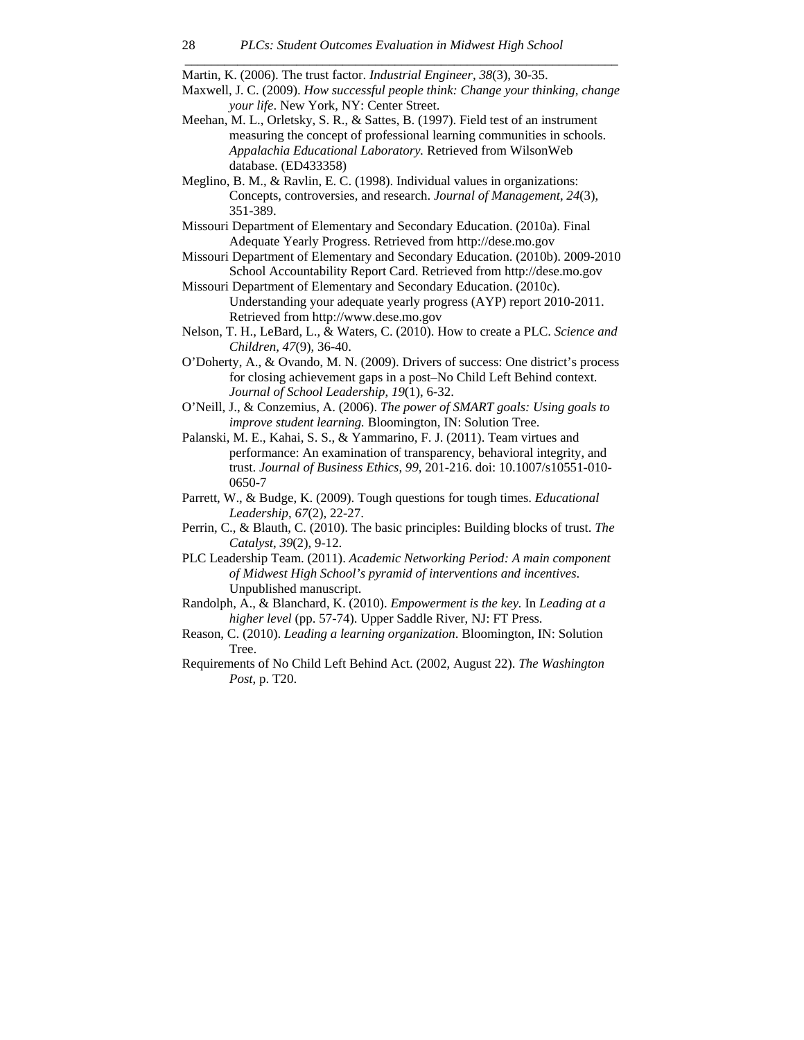Martin, K. (2006). The trust factor. *Industrial Engineer, 38*(3), 30-35.

Maxwell, J. C. (2009). *How successful people think: Change your thinking, change your life*. New York, NY: Center Street.

Meehan, M. L., Orletsky, S. R., & Sattes, B. (1997). Field test of an instrument measuring the concept of professional learning communities in schools. *Appalachia Educational Laboratory.* Retrieved from WilsonWeb database. (ED433358)

Meglino, B. M., & Ravlin, E. C. (1998). Individual values in organizations: Concepts, controversies, and research. *Journal of Management*, *24*(3), 351-389.

Missouri Department of Elementary and Secondary Education. (2010a). Final Adequate Yearly Progress. Retrieved from http://dese.mo.gov

Missouri Department of Elementary and Secondary Education. (2010b). 2009-2010 School Accountability Report Card. Retrieved from http://dese.mo.gov

Missouri Department of Elementary and Secondary Education. (2010c). Understanding your adequate yearly progress (AYP) report 2010-2011. Retrieved from http://www.dese.mo.gov

Nelson, T. H., LeBard, L., & Waters, C. (2010). How to create a PLC. *Science and Children, 47*(9), 36-40.

O'Doherty, A., & Ovando, M. N. (2009). Drivers of success: One district's process for closing achievement gaps in a post–No Child Left Behind context. *Journal of School Leadership*, *19*(1), 6-32.

O'Neill, J., & Conzemius, A. (2006). *The power of SMART goals: Using goals to improve student learning.* Bloomington, IN: Solution Tree.

Palanski, M. E., Kahai, S. S., & Yammarino, F. J. (2011). Team virtues and performance: An examination of transparency, behavioral integrity, and trust. *Journal of Business Ethics*, *99*, 201-216. doi: 10.1007/s10551-010-0650-7

Parrett, W., & Budge, K. (2009). Tough questions for tough times. *Educational Leadership*, *67*(2), 22-27.

Perrin, C., & Blauth, C. (2010). The basic principles: Building blocks of trust. *The Catalyst*, *39*(2), 9-12.

PLC Leadership Team. (2011). *Academic Networking Period: A main component of Midwest High School's pyramid of interventions and incentives*. Unpublished manuscript.

Randolph, A., & Blanchard, K. (2010). *Empowerment is the key.* In *Leading at a higher level* (pp. 57-74). Upper Saddle River, NJ: FT Press.

Reason, C. (2010). *Leading a learning organization*. Bloomington, IN: Solution Tree.

Requirements of No Child Left Behind Act. (2002, August 22). *The Washington Post*, p. T20.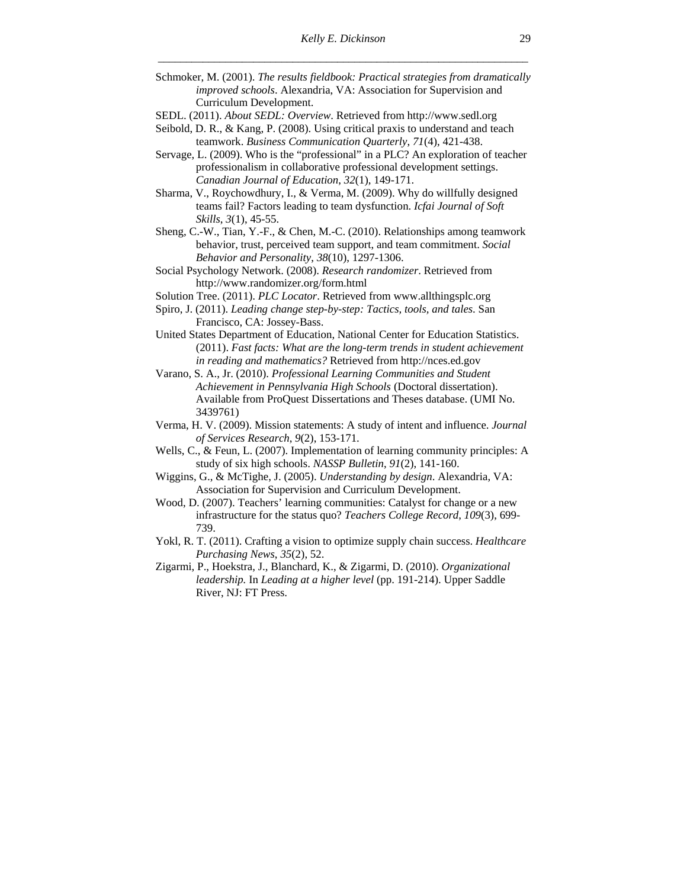Schmoker, M. (2001). *The results fieldbook: Practical strategies from dramatically improved schools*. Alexandria, VA: Association for Supervision and Curriculum Development.

SEDL. (2011). *About SEDL: Overview*. Retrieved from http://www.sedl.org

Seibold, D. R., & Kang, P. (2008). Using critical praxis to understand and teach teamwork. *Business Communication Quarterly*, *71*(4), 421-438.

Servage, L. (2009). Who is the "professional" in a PLC? An exploration of teacher professionalism in collaborative professional development settings. *Canadian Journal of Education*, *32*(1), 149-171.

Sharma, V., Roychowdhury, I., & Verma, M. (2009). Why do willfully designed teams fail? Factors leading to team dysfunction. *Icfai Journal of Soft Skills*, *3*(1), 45-55.

Sheng, C.-W., Tian, Y.-F., & Chen, M.-C. (2010). Relationships among teamwork behavior, trust, perceived team support, and team commitment. *Social Behavior and Personality*, *38*(10), 1297-1306.

Social Psychology Network. (2008). *Research randomizer*. Retrieved from http://www.randomizer.org/form.html

Solution Tree. (2011). *PLC Locator*. Retrieved from www.allthingsplc.org

Spiro, J. (2011). *Leading change step-by-step: Tactics, tools, and tales*. San Francisco, CA: Jossey-Bass.

United States Department of Education, National Center for Education Statistics. (2011). *Fast facts: What are the long-term trends in student achievement in reading and mathematics?* Retrieved from http://nces.ed.gov

Varano, S. A., Jr. (2010). *Professional Learning Communities and Student Achievement in Pennsylvania High Schools* (Doctoral dissertation). Available from ProQuest Dissertations and Theses database. (UMI No. 3439761)

Verma, H. V. (2009). Mission statements: A study of intent and influence. *Journal of Services Research*, *9*(2), 153-171.

Wells, C., & Feun, L. (2007). Implementation of learning community principles: A study of six high schools. *NASSP Bulletin*, *91*(2), 141-160.

Wiggins, G., & McTighe, J. (2005). *Understanding by design*. Alexandria, VA: Association for Supervision and Curriculum Development.

Wood, D. (2007). Teachers' learning communities: Catalyst for change or a new infrastructure for the status quo? *Teachers College Record*, *109*(3), 699-739.

Yokl, R. T. (2011). Crafting a vision to optimize supply chain success. *Healthcare Purchasing News*, *35*(2), 52.

Zigarmi, P., Hoekstra, J., Blanchard, K., & Zigarmi, D. (2010). *Organizational leadership.* In *Leading at a higher level* (pp. 191-214). Upper Saddle River, NJ: FT Press.